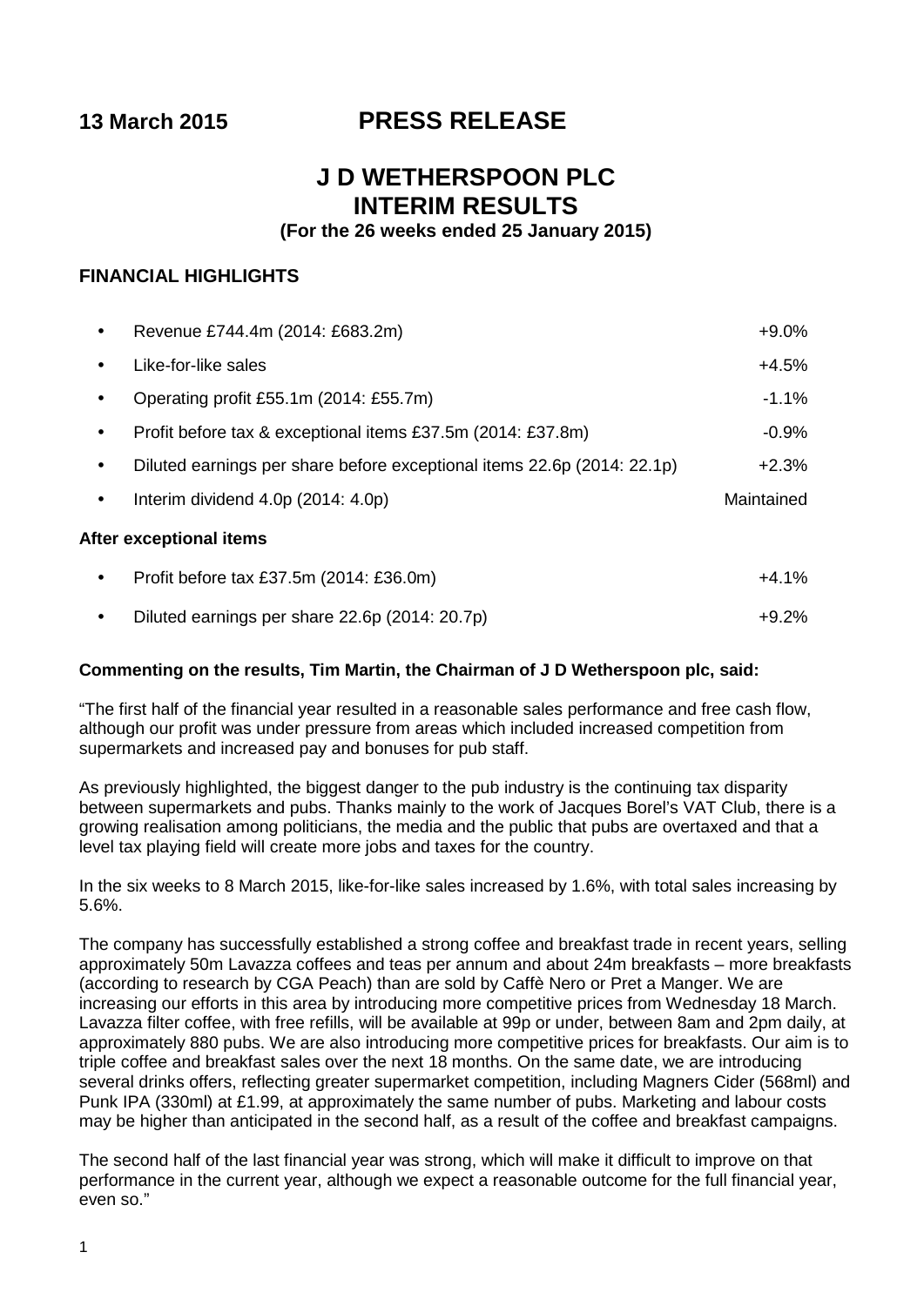**13 March 2015** **PRESS RELEASE**

# J D WETHERSPOON PLC
# INTERIM RESULTS
### (For the 26 weeks ended 25 January 2015)

## FINANCIAL HIGHLIGHTS

| | |
|---|---|
| • Revenue £744.4m (2014: £683.2m) | +9.0% |
| • Like-for-like sales | +4.5% |
| • Operating profit £55.1m (2014: £55.7m) | -1.1% |
| • Profit before tax & exceptional items £37.5m (2014: £37.8m) | -0.9% |
| • Diluted earnings per share before exceptional items 22.6p (2014: 22.1p) | +2.3% |
| • Interim dividend 4.0p (2014: 4.0p) | Maintained |

**After exceptional items**

| | |
|---|---|
| • Profit before tax £37.5m (2014: £36.0m) | +4.1% |
| • Diluted earnings per share 22.6p (2014: 20.7p) | +9.2% |

**Commenting on the results, Tim Martin, the Chairman of J D Wetherspoon plc, said:**

"The first half of the financial year resulted in a reasonable sales performance and free cash flow, although our profit was under pressure from areas which included increased competition from supermarkets and increased pay and bonuses for pub staff.

As previously highlighted, the biggest danger to the pub industry is the continuing tax disparity between supermarkets and pubs. Thanks mainly to the work of Jacques Borel's VAT Club, there is a growing realisation among politicians, the media and the public that pubs are overtaxed and that a level tax playing field will create more jobs and taxes for the country.

In the six weeks to 8 March 2015, like-for-like sales increased by 1.6%, with total sales increasing by 5.6%.

The company has successfully established a strong coffee and breakfast trade in recent years, selling approximately 50m Lavazza coffees and teas per annum and about 24m breakfasts – more breakfasts (according to research by CGA Peach) than are sold by Caffè Nero or Pret a Manger. We are increasing our efforts in this area by introducing more competitive prices from Wednesday 18 March. Lavazza filter coffee, with free refills, will be available at 99p or under, between 8am and 2pm daily, at approximately 880 pubs. We are also introducing more competitive prices for breakfasts. Our aim is to triple coffee and breakfast sales over the next 18 months. On the same date, we are introducing several drinks offers, reflecting greater supermarket competition, including Magners Cider (568ml) and Punk IPA (330ml) at £1.99, at approximately the same number of pubs. Marketing and labour costs may be higher than anticipated in the second half, as a result of the coffee and breakfast campaigns.

The second half of the last financial year was strong, which will make it difficult to improve on that performance in the current year, although we expect a reasonable outcome for the full financial year, even so."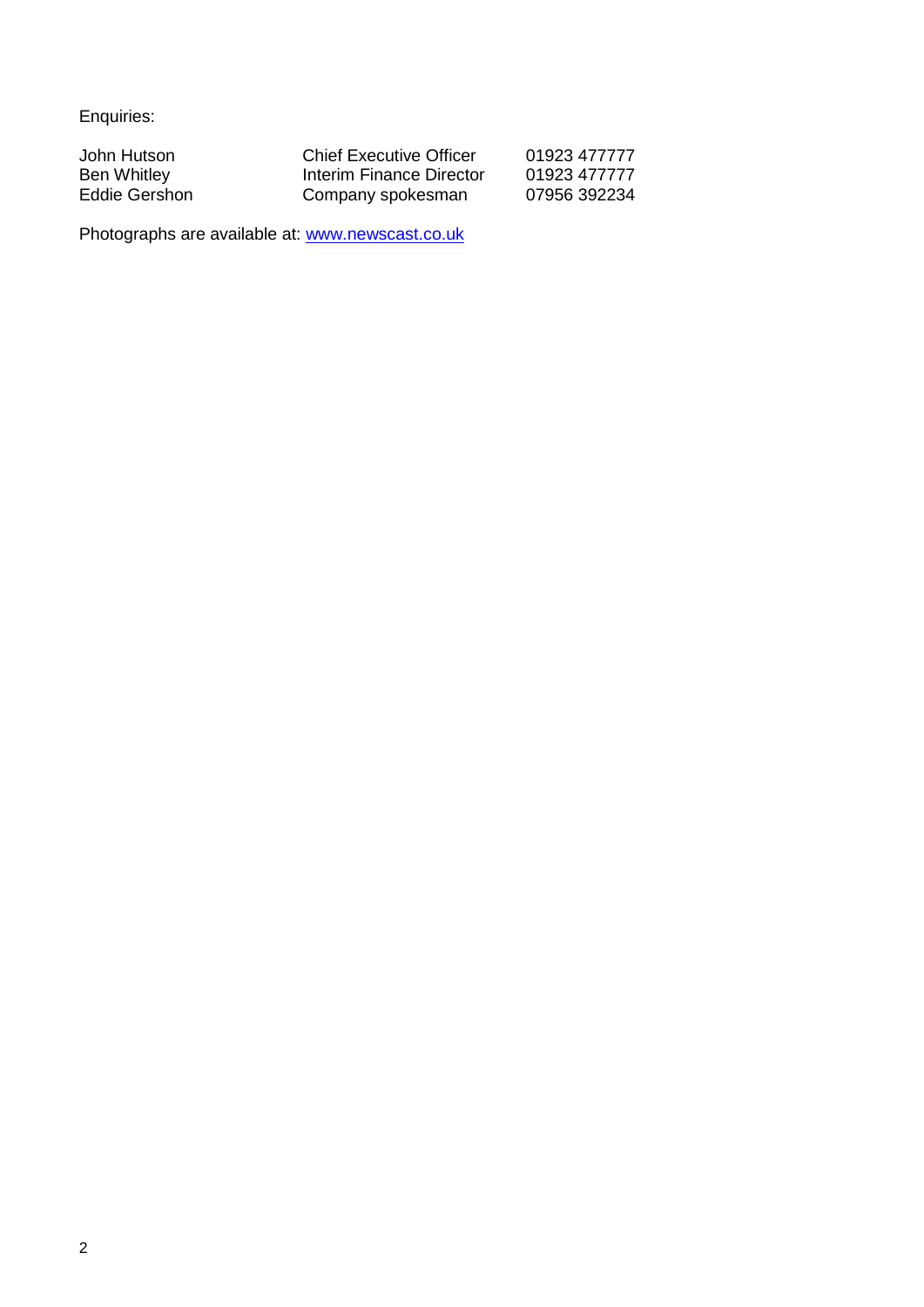Enquiries:

| | | |
|---|---|---|
| John Hutson | Chief Executive Officer | 01923 477777 |
| Ben Whitley | Interim Finance Director | 01923 477777 |
| Eddie Gershon | Company spokesman | 07956 392234 |

Photographs are available at: [www.newscast.co.uk](http://www.newscast.co.uk)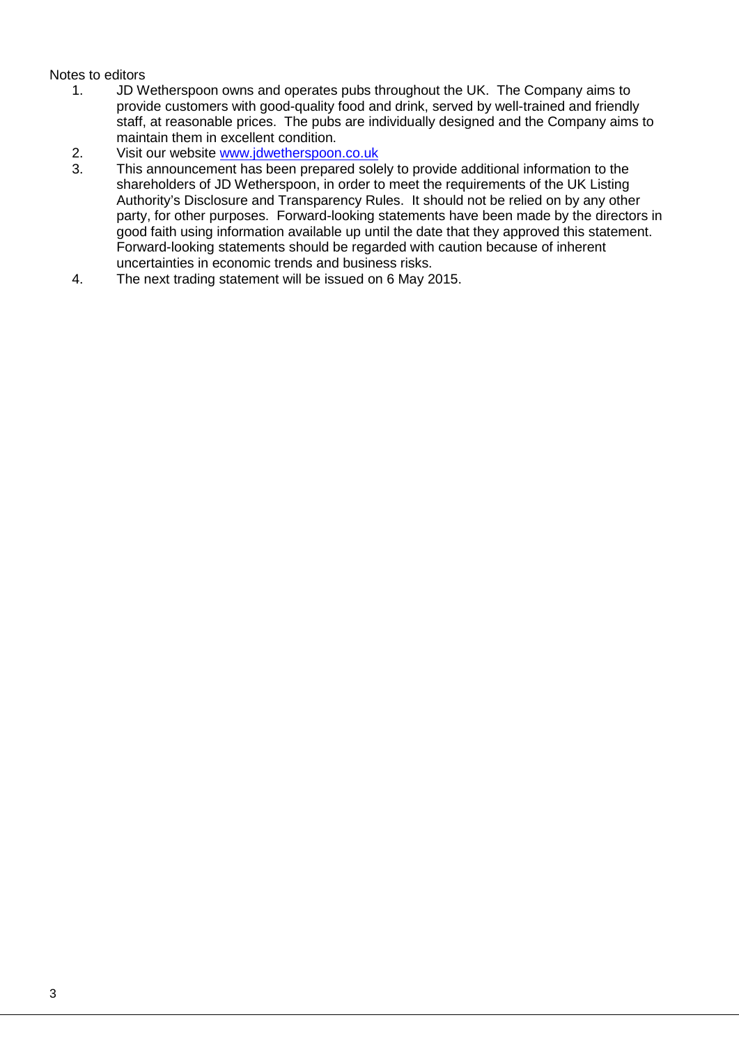Notes to editors

1. JD Wetherspoon owns and operates pubs throughout the UK. The Company aims to provide customers with good-quality food and drink, served by well-trained and friendly staff, at reasonable prices. The pubs are individually designed and the Company aims to maintain them in excellent condition.
2. Visit our website [www.jdwetherspoon.co.uk](http://www.jdwetherspoon.co.uk)
3. This announcement has been prepared solely to provide additional information to the shareholders of JD Wetherspoon, in order to meet the requirements of the UK Listing Authority's Disclosure and Transparency Rules. It should not be relied on by any other party, for other purposes. Forward-looking statements have been made by the directors in good faith using information available up until the date that they approved this statement. Forward-looking statements should be regarded with caution because of inherent uncertainties in economic trends and business risks.
4. The next trading statement will be issued on 6 May 2015.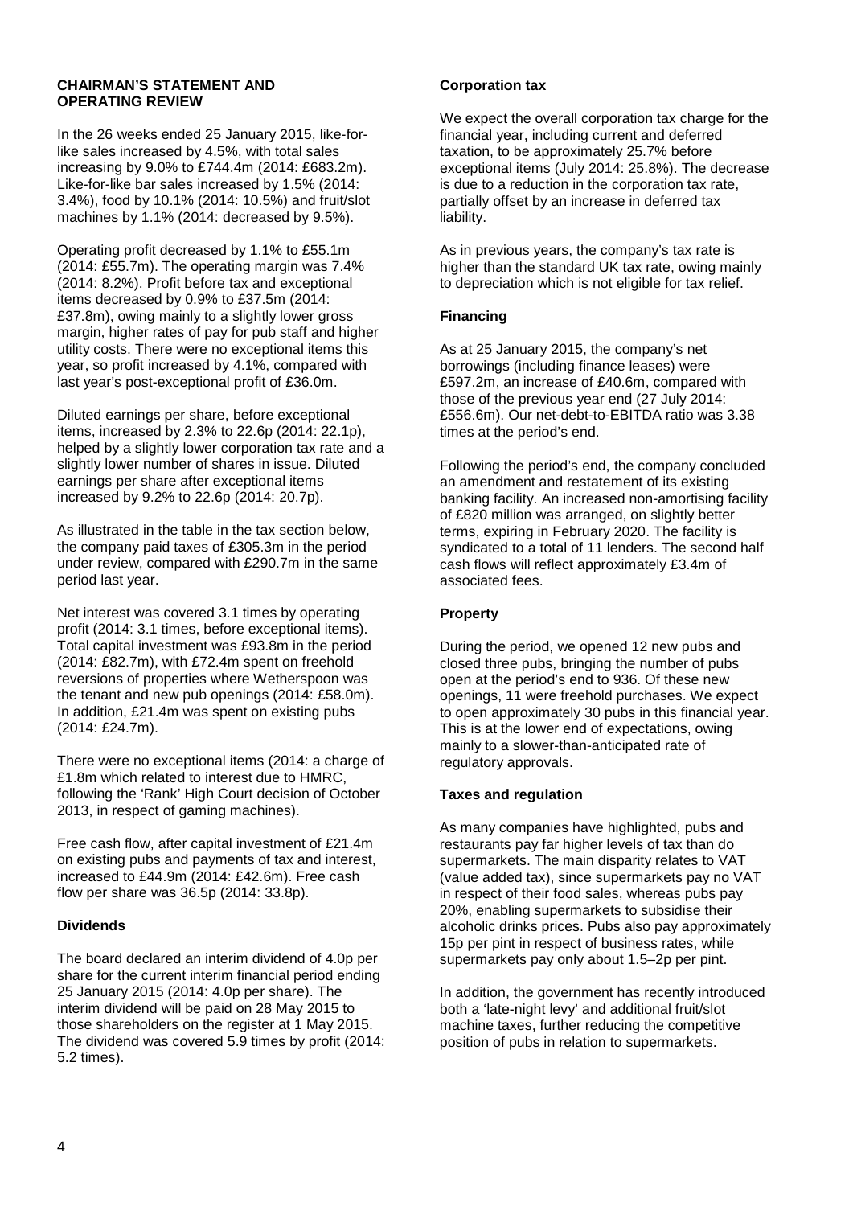## CHAIRMAN'S STATEMENT AND OPERATING REVIEW

In the 26 weeks ended 25 January 2015, like-for-like sales increased by 4.5%, with total sales increasing by 9.0% to £744.4m (2014: £683.2m). Like-for-like bar sales increased by 1.5% (2014: 3.4%), food by 10.1% (2014: 10.5%) and fruit/slot machines by 1.1% (2014: decreased by 9.5%).

Operating profit decreased by 1.1% to £55.1m (2014: £55.7m). The operating margin was 7.4% (2014: 8.2%). Profit before tax and exceptional items decreased by 0.9% to £37.5m (2014: £37.8m), owing mainly to a slightly lower gross margin, higher rates of pay for pub staff and higher utility costs. There were no exceptional items this year, so profit increased by 4.1%, compared with last year's post-exceptional profit of £36.0m.

Diluted earnings per share, before exceptional items, increased by 2.3% to 22.6p (2014: 22.1p), helped by a slightly lower corporation tax rate and a slightly lower number of shares in issue. Diluted earnings per share after exceptional items increased by 9.2% to 22.6p (2014: 20.7p).

As illustrated in the table in the tax section below, the company paid taxes of £305.3m in the period under review, compared with £290.7m in the same period last year.

Net interest was covered 3.1 times by operating profit (2014: 3.1 times, before exceptional items). Total capital investment was £93.8m in the period (2014: £82.7m), with £72.4m spent on freehold reversions of properties where Wetherspoon was the tenant and new pub openings (2014: £58.0m). In addition, £21.4m was spent on existing pubs (2014: £24.7m).

There were no exceptional items (2014: a charge of £1.8m which related to interest due to HMRC, following the 'Rank' High Court decision of October 2013, in respect of gaming machines).

Free cash flow, after capital investment of £21.4m on existing pubs and payments of tax and interest, increased to £44.9m (2014: £42.6m). Free cash flow per share was 36.5p (2014: 33.8p).

### Dividends

The board declared an interim dividend of 4.0p per share for the current interim financial period ending 25 January 2015 (2014: 4.0p per share). The interim dividend will be paid on 28 May 2015 to those shareholders on the register at 1 May 2015. The dividend was covered 5.9 times by profit (2014: 5.2 times).

### Corporation tax

We expect the overall corporation tax charge for the financial year, including current and deferred taxation, to be approximately 25.7% before exceptional items (July 2014: 25.8%). The decrease is due to a reduction in the corporation tax rate, partially offset by an increase in deferred tax liability.

As in previous years, the company's tax rate is higher than the standard UK tax rate, owing mainly to depreciation which is not eligible for tax relief.

### Financing

As at 25 January 2015, the company's net borrowings (including finance leases) were £597.2m, an increase of £40.6m, compared with those of the previous year end (27 July 2014: £556.6m). Our net-debt-to-EBITDA ratio was 3.38 times at the period's end.

Following the period's end, the company concluded an amendment and restatement of its existing banking facility. An increased non-amortising facility of £820 million was arranged, on slightly better terms, expiring in February 2020. The facility is syndicated to a total of 11 lenders. The second half cash flows will reflect approximately £3.4m of associated fees.

### Property

During the period, we opened 12 new pubs and closed three pubs, bringing the number of pubs open at the period's end to 936. Of these new openings, 11 were freehold purchases. We expect to open approximately 30 pubs in this financial year. This is at the lower end of expectations, owing mainly to a slower-than-anticipated rate of regulatory approvals.

### Taxes and regulation

As many companies have highlighted, pubs and restaurants pay far higher levels of tax than do supermarkets. The main disparity relates to VAT (value added tax), since supermarkets pay no VAT in respect of their food sales, whereas pubs pay 20%, enabling supermarkets to subsidise their alcoholic drinks prices. Pubs also pay approximately 15p per pint in respect of business rates, while supermarkets pay only about 1.5–2p per pint.

In addition, the government has recently introduced both a 'late-night levy' and additional fruit/slot machine taxes, further reducing the competitive position of pubs in relation to supermarkets.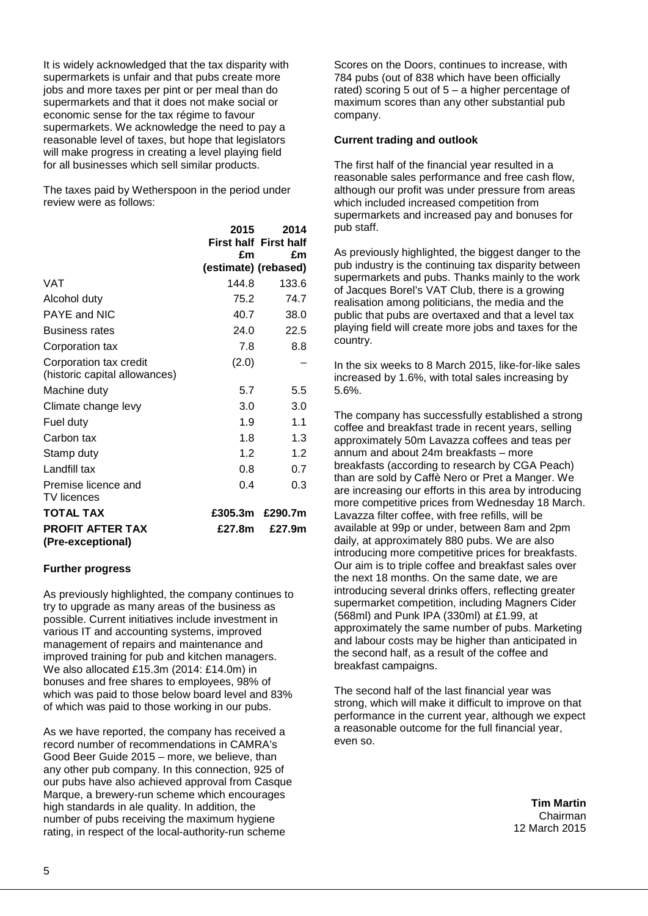It is widely acknowledged that the tax disparity with supermarkets is unfair and that pubs create more jobs and more taxes per pint or per meal than do supermarkets and that it does not make social or economic sense for the tax régime to favour supermarkets. We acknowledge the need to pay a reasonable level of taxes, but hope that legislators will make progress in creating a level playing field for all businesses which sell similar products.

The taxes paid by Wetherspoon in the period under review were as follows:

| | 2015 First half £m (estimate) | 2014 First half £m (rebased) |
|---|---|---|
| VAT | 144.8 | 133.6 |
| Alcohol duty | 75.2 | 74.7 |
| PAYE and NIC | 40.7 | 38.0 |
| Business rates | 24.0 | 22.5 |
| Corporation tax | 7.8 | 8.8 |
| Corporation tax credit (historic capital allowances) | (2.0) | – |
| Machine duty | 5.7 | 5.5 |
| Climate change levy | 3.0 | 3.0 |
| Fuel duty | 1.9 | 1.1 |
| Carbon tax | 1.8 | 1.3 |
| Stamp duty | 1.2 | 1.2 |
| Landfill tax | 0.8 | 0.7 |
| Premise licence and TV licences | 0.4 | 0.3 |
| **TOTAL TAX** | **£305.3m** | **£290.7m** |
| **PROFIT AFTER TAX (Pre-exceptional)** | **£27.8m** | **£27.9m** |

**Further progress**

As previously highlighted, the company continues to try to upgrade as many areas of the business as possible. Current initiatives include investment in various IT and accounting systems, improved management of repairs and maintenance and improved training for pub and kitchen managers. We also allocated £15.3m (2014: £14.0m) in bonuses and free shares to employees, 98% of which was paid to those below board level and 83% of which was paid to those working in our pubs.

As we have reported, the company has received a record number of recommendations in CAMRA's Good Beer Guide 2015 – more, we believe, than any other pub company. In this connection, 925 of our pubs have also achieved approval from Casque Marque, a brewery-run scheme which encourages high standards in ale quality. In addition, the number of pubs receiving the maximum hygiene rating, in respect of the local-authority-run scheme Scores on the Doors, continues to increase, with 784 pubs (out of 838 which have been officially rated) scoring 5 out of 5 – a higher percentage of maximum scores than any other substantial pub company.

**Current trading and outlook**

The first half of the financial year resulted in a reasonable sales performance and free cash flow, although our profit was under pressure from areas which included increased competition from supermarkets and increased pay and bonuses for pub staff.

As previously highlighted, the biggest danger to the pub industry is the continuing tax disparity between supermarkets and pubs. Thanks mainly to the work of Jacques Borel's VAT Club, there is a growing realisation among politicians, the media and the public that pubs are overtaxed and that a level tax playing field will create more jobs and taxes for the country.

In the six weeks to 8 March 2015, like-for-like sales increased by 1.6%, with total sales increasing by 5.6%.

The company has successfully established a strong coffee and breakfast trade in recent years, selling approximately 50m Lavazza coffees and teas per annum and about 24m breakfasts – more breakfasts (according to research by CGA Peach) than are sold by Caffè Nero or Pret a Manger. We are increasing our efforts in this area by introducing more competitive prices from Wednesday 18 March. Lavazza filter coffee, with free refills, will be available at 99p or under, between 8am and 2pm daily, at approximately 880 pubs. We are also introducing more competitive prices for breakfasts. Our aim is to triple coffee and breakfast sales over the next 18 months. On the same date, we are introducing several drinks offers, reflecting greater supermarket competition, including Magners Cider (568ml) and Punk IPA (330ml) at £1.99, at approximately the same number of pubs. Marketing and labour costs may be higher than anticipated in the second half, as a result of the coffee and breakfast campaigns.

The second half of the last financial year was strong, which will make it difficult to improve on that performance in the current year, although we expect a reasonable outcome for the full financial year, even so.

**Tim Martin**
Chairman
12 March 2015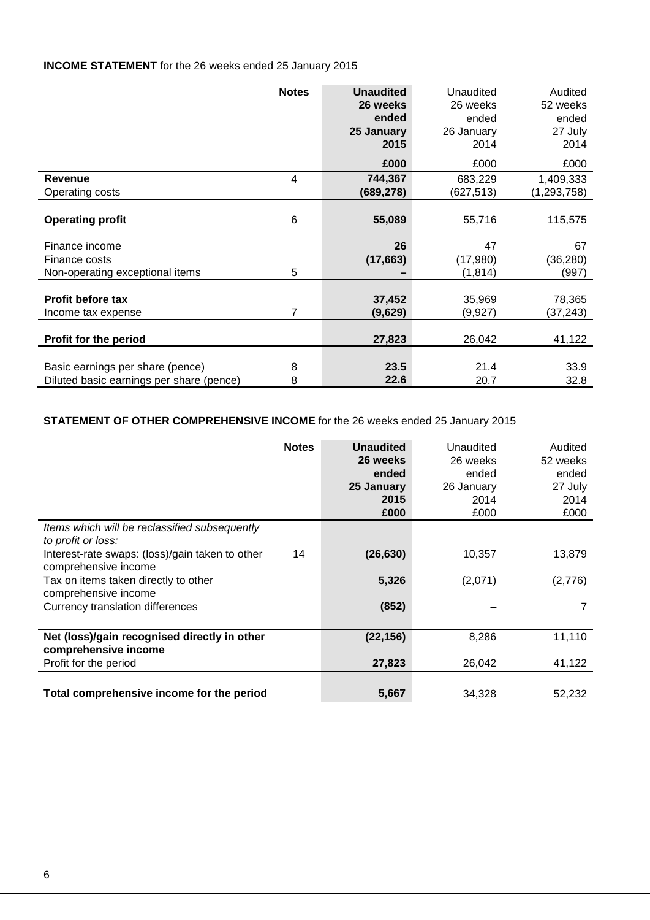**INCOME STATEMENT** for the 26 weeks ended 25 January 2015

| | Notes | **Unaudited 26 weeks ended 25 January 2015** | Unaudited 26 weeks ended 26 January 2014 | Audited 52 weeks ended 27 July 2014 |
|---|---|---|---|---|
| | | **£000** | £000 | £000 |
| **Revenue** | 4 | **744,367** | 683,229 | 1,409,333 |
| Operating costs | | **(689,278)** | (627,513) | (1,293,758) |
| **Operating profit** | 6 | **55,089** | 55,716 | 115,575 |
| Finance income | | **26** | 47 | 67 |
| Finance costs | | **(17,663)** | (17,980) | (36,280) |
| Non-operating exceptional items | 5 | **–** | (1,814) | (997) |
| **Profit before tax** | | **37,452** | 35,969 | 78,365 |
| Income tax expense | 7 | **(9,629)** | (9,927) | (37,243) |
| **Profit for the period** | | **27,823** | 26,042 | 41,122 |
| Basic earnings per share (pence) | 8 | **23.5** | 21.4 | 33.9 |
| Diluted basic earnings per share (pence) | 8 | **22.6** | 20.7 | 32.8 |

**STATEMENT OF OTHER COMPREHENSIVE INCOME** for the 26 weeks ended 25 January 2015

| | Notes | **Unaudited 26 weeks ended 25 January 2015 £000** | Unaudited 26 weeks ended 26 January 2014 £000 | Audited 52 weeks ended 27 July 2014 £000 |
|---|---|---|---|---|
| *Items which will be reclassified subsequently to profit or loss:* | | | | |
| Interest-rate swaps: (loss)/gain taken to other comprehensive income | 14 | **(26,630)** | 10,357 | 13,879 |
| Tax on items taken directly to other comprehensive income | | **5,326** | (2,071) | (2,776) |
| Currency translation differences | | **(852)** | – | 7 |
| **Net (loss)/gain recognised directly in other comprehensive income** | | **(22,156)** | 8,286 | 11,110 |
| Profit for the period | | **27,823** | 26,042 | 41,122 |
| **Total comprehensive income for the period** | | **5,667** | 34,328 | 52,232 |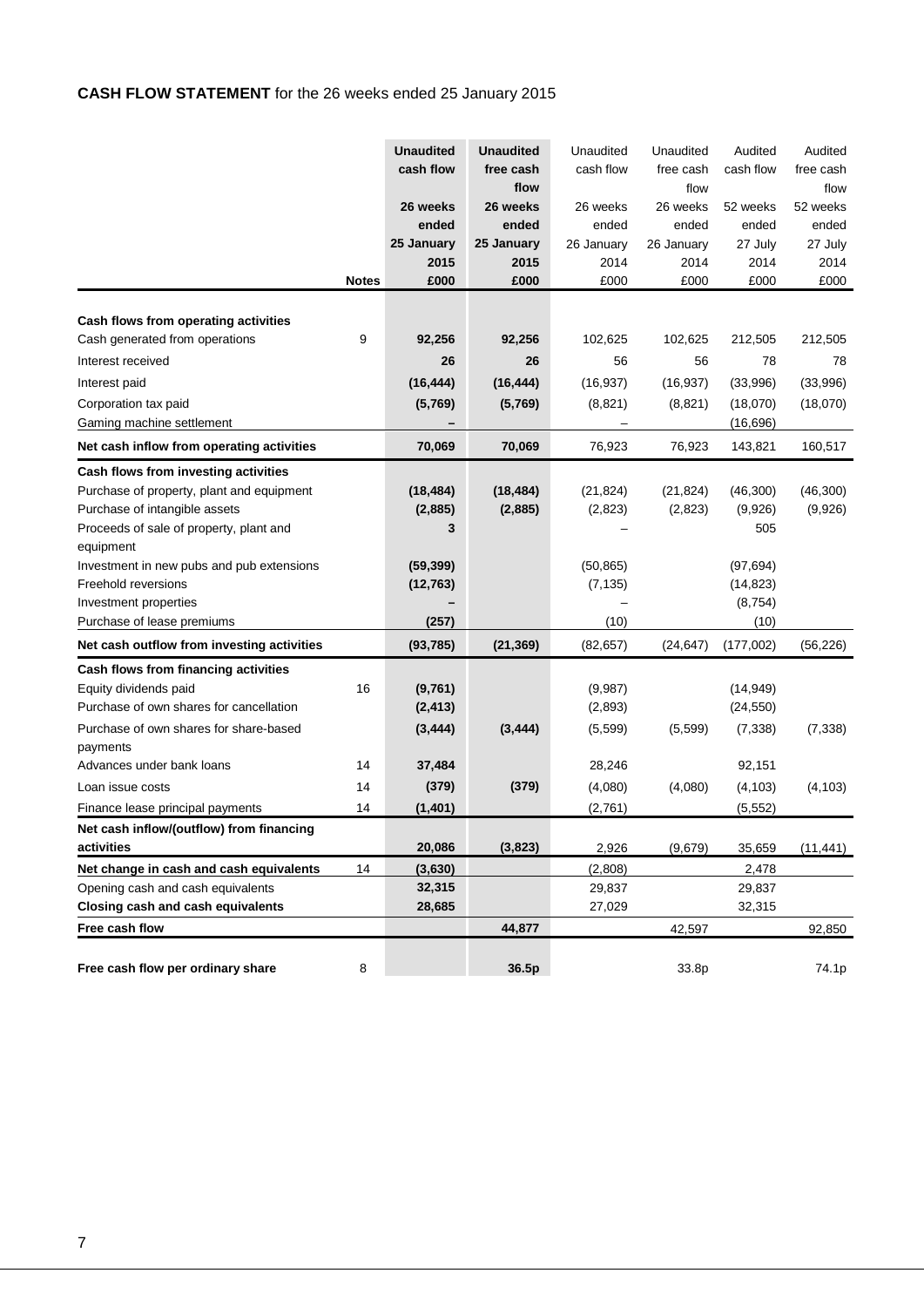**CASH FLOW STATEMENT** for the 26 weeks ended 25 January 2015

| | Notes | **Unaudited cash flow 26 weeks ended 25 January 2015 £000** | **Unaudited free cash flow 26 weeks ended 25 January 2015 £000** | Unaudited cash flow 26 weeks ended 26 January 2014 £000 | Unaudited free cash flow 26 weeks ended 26 January 2014 £000 | Audited cash flow 52 weeks ended 27 July 2014 £000 | Audited free cash flow 52 weeks ended 27 July 2014 £000 |
|---|---|---|---|---|---|---|---|
| **Cash flows from operating activities** | | | | | | | |
| Cash generated from operations | 9 | **92,256** | **92,256** | 102,625 | 102,625 | 212,505 | 212,505 |
| Interest received | | **26** | **26** | 56 | 56 | 78 | 78 |
| Interest paid | | **(16,444)** | **(16,444)** | (16,937) | (16,937) | (33,996) | (33,996) |
| Corporation tax paid | | **(5,769)** | **(5,769)** | (8,821) | (8,821) | (18,070) | (18,070) |
| Gaming machine settlement | | **–** | | – | | (16,696) | |
| **Net cash inflow from operating activities** | | **70,069** | **70,069** | 76,923 | 76,923 | 143,821 | 160,517 |
| **Cash flows from investing activities** | | | | | | | |
| Purchase of property, plant and equipment | | **(18,484)** | **(18,484)** | (21,824) | (21,824) | (46,300) | (46,300) |
| Purchase of intangible assets | | **(2,885)** | **(2,885)** | (2,823) | (2,823) | (9,926) | (9,926) |
| Proceeds of sale of property, plant and equipment | | **3** | | – | | 505 | |
| Investment in new pubs and pub extensions | | **(59,399)** | | (50,865) | | (97,694) | |
| Freehold reversions | | **(12,763)** | | (7,135) | | (14,823) | |
| Investment properties | | **–** | | – | | (8,754) | |
| Purchase of lease premiums | | **(257)** | | (10) | | (10) | |
| **Net cash outflow from investing activities** | | **(93,785)** | **(21,369)** | (82,657) | (24,647) | (177,002) | (56,226) |
| **Cash flows from financing activities** | | | | | | | |
| Equity dividends paid | 16 | **(9,761)** | | (9,987) | | (14,949) | |
| Purchase of own shares for cancellation | | **(2,413)** | | (2,893) | | (24,550) | |
| Purchase of own shares for share-based payments | | **(3,444)** | **(3,444)** | (5,599) | (5,599) | (7,338) | (7,338) |
| Advances under bank loans | 14 | **37,484** | | 28,246 | | 92,151 | |
| Loan issue costs | 14 | **(379)** | **(379)** | (4,080) | (4,080) | (4,103) | (4,103) |
| Finance lease principal payments | 14 | **(1,401)** | | (2,761) | | (5,552) | |
| **Net cash inflow/(outflow) from financing activities** | | **20,086** | **(3,823)** | 2,926 | (9,679) | 35,659 | (11,441) |
| **Net change in cash and cash equivalents** | 14 | **(3,630)** | | (2,808) | | 2,478 | |
| Opening cash and cash equivalents | | **32,315** | | 29,837 | | 29,837 | |
| **Closing cash and cash equivalents** | | **28,685** | | 27,029 | | 32,315 | |
| **Free cash flow** | | | **44,877** | | 42,597 | | 92,850 |
| **Free cash flow per ordinary share** | 8 | | **36.5p** | | 33.8p | | 74.1p |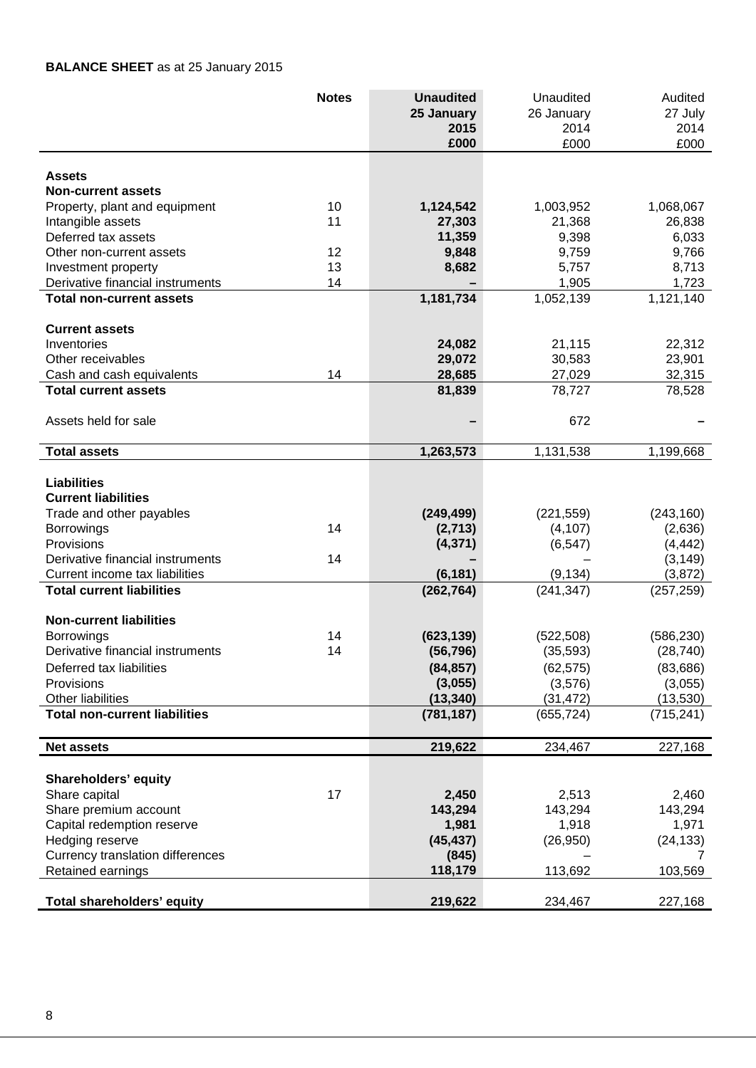**BALANCE SHEET** as at 25 January 2015

| | Notes | **Unaudited 25 January 2015 £000** | Unaudited 26 January 2014 £000 | Audited 27 July 2014 £000 |
|---|---|---|---|---|
| **Assets** | | | | |
| **Non-current assets** | | | | |
| Property, plant and equipment | 10 | **1,124,542** | 1,003,952 | 1,068,067 |
| Intangible assets | 11 | **27,303** | 21,368 | 26,838 |
| Deferred tax assets | | **11,359** | 9,398 | 6,033 |
| Other non-current assets | 12 | **9,848** | 9,759 | 9,766 |
| Investment property | 13 | **8,682** | 5,757 | 8,713 |
| Derivative financial instruments | 14 | **–** | 1,905 | 1,723 |
| **Total non-current assets** | | **1,181,734** | 1,052,139 | 1,121,140 |
| | | | | |
| **Current assets** | | | | |
| Inventories | | **24,082** | 21,115 | 22,312 |
| Other receivables | | **29,072** | 30,583 | 23,901 |
| Cash and cash equivalents | 14 | **28,685** | 27,029 | 32,315 |
| **Total current assets** | | **81,839** | 78,727 | 78,528 |
| | | | | |
| Assets held for sale | | **–** | 672 | **–** |
| | | | | |
| **Total assets** | | **1,263,573** | 1,131,538 | 1,199,668 |
| | | | | |
| **Liabilities** | | | | |
| **Current liabilities** | | | | |
| Trade and other payables | | **(249,499)** | (221,559) | (243,160) |
| Borrowings | 14 | **(2,713)** | (4,107) | (2,636) |
| Provisions | | **(4,371)** | (6,547) | (4,442) |
| Derivative financial instruments | 14 | **–** | – | (3,149) |
| Current income tax liabilities | | **(6,181)** | (9,134) | (3,872) |
| **Total current liabilities** | | **(262,764)** | (241,347) | (257,259) |
| | | | | |
| **Non-current liabilities** | | | | |
| Borrowings | 14 | **(623,139)** | (522,508) | (586,230) |
| Derivative financial instruments | 14 | **(56,796)** | (35,593) | (28,740) |
| Deferred tax liabilities | | **(84,857)** | (62,575) | (83,686) |
| Provisions | | **(3,055)** | (3,576) | (3,055) |
| Other liabilities | | **(13,340)** | (31,472) | (13,530) |
| **Total non-current liabilities** | | **(781,187)** | (655,724) | (715,241) |
| | | | | |
| **Net assets** | | **219,622** | 234,467 | 227,168 |
| | | | | |
| **Shareholders' equity** | | | | |
| Share capital | 17 | **2,450** | 2,513 | 2,460 |
| Share premium account | | **143,294** | 143,294 | 143,294 |
| Capital redemption reserve | | **1,981** | 1,918 | 1,971 |
| Hedging reserve | | **(45,437)** | (26,950) | (24,133) |
| Currency translation differences | | **(845)** | – | 7 |
| Retained earnings | | **118,179** | 113,692 | 103,569 |
| | | | | |
| **Total shareholders' equity** | | **219,622** | 234,467 | 227,168 |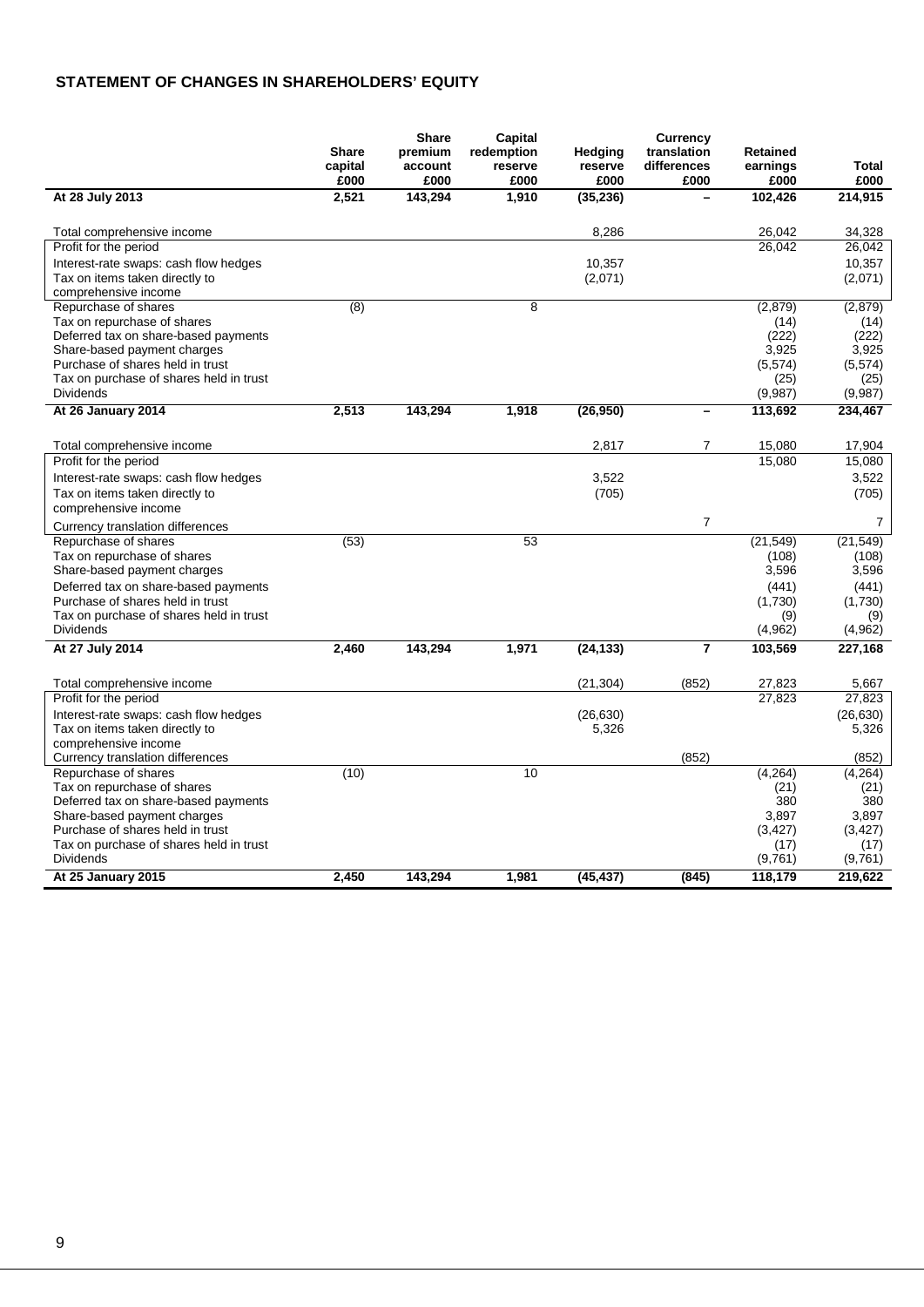## STATEMENT OF CHANGES IN SHAREHOLDERS' EQUITY

| | Share capital £000 | Share premium account £000 | Capital redemption reserve £000 | Hedging reserve £000 | Currency translation differences £000 | Retained earnings £000 | Total £000 |
|---|---|---|---|---|---|---|---|
| **At 28 July 2013** | **2,521** | **143,294** | **1,910** | **(35,236)** | **–** | **102,426** | **214,915** |
| Total comprehensive income | | | | 8,286 | | 26,042 | 34,328 |
| Profit for the period | | | | | | 26,042 | 26,042 |
| Interest-rate swaps: cash flow hedges | | | | 10,357 | | | 10,357 |
| Tax on items taken directly to comprehensive income | | | | (2,071) | | | (2,071) |
| Repurchase of shares | (8) | | 8 | | | (2,879) | (2,879) |
| Tax on repurchase of shares | | | | | | (14) | (14) |
| Deferred tax on share-based payments | | | | | | (222) | (222) |
| Share-based payment charges | | | | | | 3,925 | 3,925 |
| Purchase of shares held in trust | | | | | | (5,574) | (5,574) |
| Tax on purchase of shares held in trust | | | | | | (25) | (25) |
| Dividends | | | | | | (9,987) | (9,987) |
| **At 26 January 2014** | **2,513** | **143,294** | **1,918** | **(26,950)** | **–** | **113,692** | **234,467** |
| Total comprehensive income | | | | 2,817 | 7 | 15,080 | 17,904 |
| Profit for the period | | | | | | 15,080 | 15,080 |
| Interest-rate swaps: cash flow hedges | | | | 3,522 | | | 3,522 |
| Tax on items taken directly to comprehensive income | | | | (705) | | | (705) |
| Currency translation differences | | | | | 7 | | 7 |
| Repurchase of shares | (53) | | 53 | | | (21,549) | (21,549) |
| Tax on repurchase of shares | | | | | | (108) | (108) |
| Share-based payment charges | | | | | | 3,596 | 3,596 |
| Deferred tax on share-based payments | | | | | | (441) | (441) |
| Purchase of shares held in trust | | | | | | (1,730) | (1,730) |
| Tax on purchase of shares held in trust | | | | | | (9) | (9) |
| Dividends | | | | | | (4,962) | (4,962) |
| **At 27 July 2014** | **2,460** | **143,294** | **1,971** | **(24,133)** | **7** | **103,569** | **227,168** |
| Total comprehensive income | | | | (21,304) | (852) | 27,823 | 5,667 |
| Profit for the period | | | | | | 27,823 | 27,823 |
| Interest-rate swaps: cash flow hedges | | | | (26,630) | | | (26,630) |
| Tax on items taken directly to comprehensive income | | | | 5,326 | | | 5,326 |
| Currency translation differences | | | | | (852) | | (852) |
| Repurchase of shares | (10) | | 10 | | | (4,264) | (4,264) |
| Tax on repurchase of shares | | | | | | (21) | (21) |
| Deferred tax on share-based payments | | | | | | 380 | 380 |
| Share-based payment charges | | | | | | 3,897 | 3,897 |
| Purchase of shares held in trust | | | | | | (3,427) | (3,427) |
| Tax on purchase of shares held in trust | | | | | | (17) | (17) |
| Dividends | | | | | | (9,761) | (9,761) |
| **At 25 January 2015** | **2,450** | **143,294** | **1,981** | **(45,437)** | **(845)** | **118,179** | **219,622** |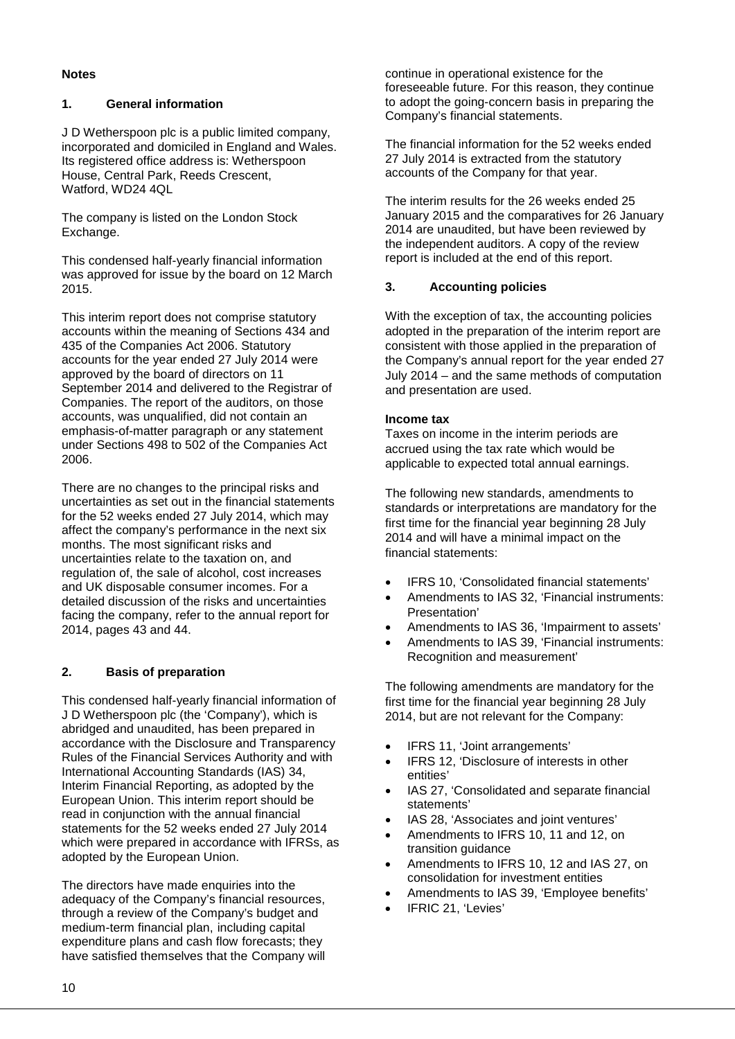## Notes

### 1. General information

J D Wetherspoon plc is a public limited company, incorporated and domiciled in England and Wales. Its registered office address is: Wetherspoon House, Central Park, Reeds Crescent, Watford, WD24 4QL

The company is listed on the London Stock Exchange.

This condensed half-yearly financial information was approved for issue by the board on 12 March 2015.

This interim report does not comprise statutory accounts within the meaning of Sections 434 and 435 of the Companies Act 2006. Statutory accounts for the year ended 27 July 2014 were approved by the board of directors on 11 September 2014 and delivered to the Registrar of Companies. The report of the auditors, on those accounts, was unqualified, did not contain an emphasis-of-matter paragraph or any statement under Sections 498 to 502 of the Companies Act 2006.

There are no changes to the principal risks and uncertainties as set out in the financial statements for the 52 weeks ended 27 July 2014, which may affect the company's performance in the next six months. The most significant risks and uncertainties relate to the taxation on, and regulation of, the sale of alcohol, cost increases and UK disposable consumer incomes. For a detailed discussion of the risks and uncertainties facing the company, refer to the annual report for 2014, pages 43 and 44.

### 2. Basis of preparation

This condensed half-yearly financial information of J D Wetherspoon plc (the 'Company'), which is abridged and unaudited, has been prepared in accordance with the Disclosure and Transparency Rules of the Financial Services Authority and with International Accounting Standards (IAS) 34, Interim Financial Reporting, as adopted by the European Union. This interim report should be read in conjunction with the annual financial statements for the 52 weeks ended 27 July 2014 which were prepared in accordance with IFRSs, as adopted by the European Union.

The directors have made enquiries into the adequacy of the Company's financial resources, through a review of the Company's budget and medium-term financial plan, including capital expenditure plans and cash flow forecasts; they have satisfied themselves that the Company will continue in operational existence for the foreseeable future. For this reason, they continue to adopt the going-concern basis in preparing the Company's financial statements.

The financial information for the 52 weeks ended 27 July 2014 is extracted from the statutory accounts of the Company for that year.

The interim results for the 26 weeks ended 25 January 2015 and the comparatives for 26 January 2014 are unaudited, but have been reviewed by the independent auditors. A copy of the review report is included at the end of this report.

### 3. Accounting policies

With the exception of tax, the accounting policies adopted in the preparation of the interim report are consistent with those applied in the preparation of the Company's annual report for the year ended 27 July 2014 – and the same methods of computation and presentation are used.

**Income tax**
Taxes on income in the interim periods are accrued using the tax rate which would be applicable to expected total annual earnings.

The following new standards, amendments to standards or interpretations are mandatory for the first time for the financial year beginning 28 July 2014 and will have a minimal impact on the financial statements:

- IFRS 10, 'Consolidated financial statements'
- Amendments to IAS 32, 'Financial instruments: Presentation'
- Amendments to IAS 36, 'Impairment to assets'
- Amendments to IAS 39, 'Financial instruments: Recognition and measurement'

The following amendments are mandatory for the first time for the financial year beginning 28 July 2014, but are not relevant for the Company:

- IFRS 11, 'Joint arrangements'
- IFRS 12, 'Disclosure of interests in other entities'
- IAS 27, 'Consolidated and separate financial statements'
- IAS 28, 'Associates and joint ventures'
- Amendments to IFRS 10, 11 and 12, on transition guidance
- Amendments to IFRS 10, 12 and IAS 27, on consolidation for investment entities
- Amendments to IAS 39, 'Employee benefits'
- IFRIC 21, 'Levies'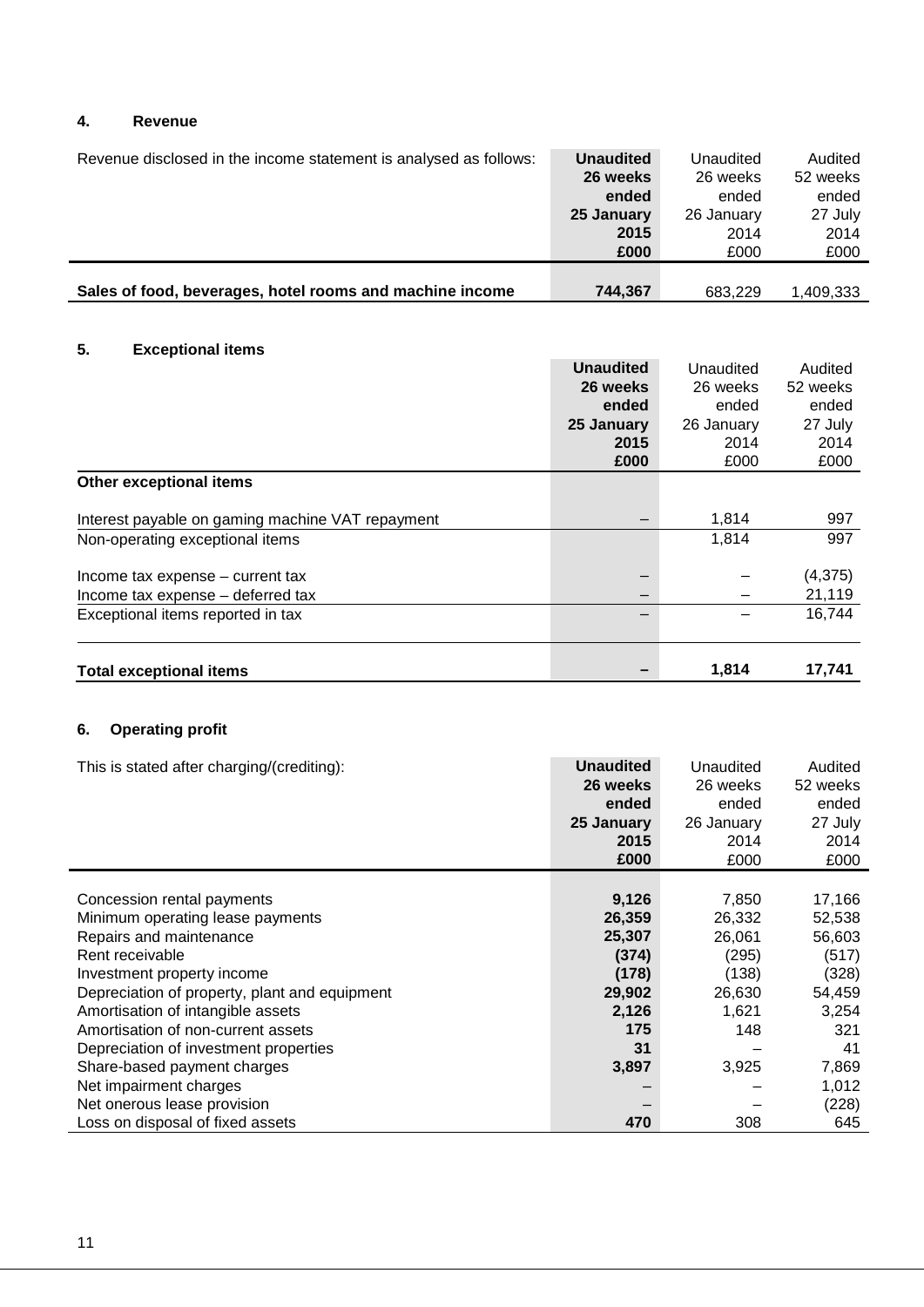## 4. Revenue

| Revenue disclosed in the income statement is analysed as follows: | **Unaudited 26 weeks ended 25 January 2015 £000** | Unaudited 26 weeks ended 26 January 2014 £000 | Audited 52 weeks ended 27 July 2014 £000 |
|---|---|---|---|
| **Sales of food, beverages, hotel rooms and machine income** | **744,367** | 683,229 | 1,409,333 |

## 5. Exceptional items

| | **Unaudited 26 weeks ended 25 January 2015 £000** | Unaudited 26 weeks ended 26 January 2014 £000 | Audited 52 weeks ended 27 July 2014 £000 |
|---|---|---|---|
| **Other exceptional items** | | | |
| Interest payable on gaming machine VAT repayment | – | 1,814 | 997 |
| Non-operating exceptional items | | 1,814 | 997 |
| Income tax expense – current tax | – | – | (4,375) |
| Income tax expense – deferred tax | – | – | 21,119 |
| Exceptional items reported in tax | – | – | 16,744 |
| **Total exceptional items** | **–** | **1,814** | **17,741** |

## 6. Operating profit

| This is stated after charging/(crediting): | **Unaudited 26 weeks ended 25 January 2015 £000** | Unaudited 26 weeks ended 26 January 2014 £000 | Audited 52 weeks ended 27 July 2014 £000 |
|---|---|---|---|
| Concession rental payments | **9,126** | 7,850 | 17,166 |
| Minimum operating lease payments | **26,359** | 26,332 | 52,538 |
| Repairs and maintenance | **25,307** | 26,061 | 56,603 |
| Rent receivable | **(374)** | (295) | (517) |
| Investment property income | **(178)** | (138) | (328) |
| Depreciation of property, plant and equipment | **29,902** | 26,630 | 54,459 |
| Amortisation of intangible assets | **2,126** | 1,621 | 3,254 |
| Amortisation of non-current assets | **175** | 148 | 321 |
| Depreciation of investment properties | **31** | – | 41 |
| Share-based payment charges | **3,897** | 3,925 | 7,869 |
| Net impairment charges | – | – | 1,012 |
| Net onerous lease provision | – | – | (228) |
| Loss on disposal of fixed assets | **470** | 308 | 645 |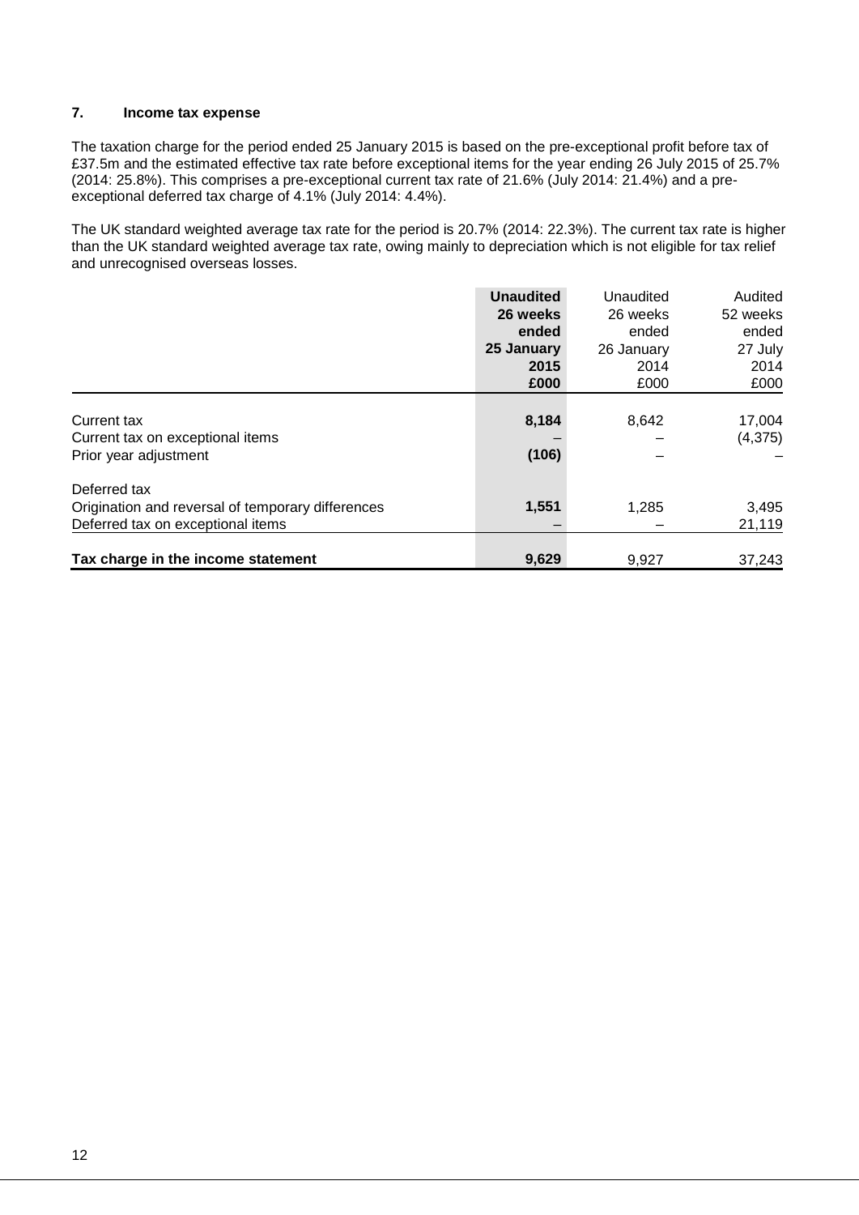## 7. Income tax expense

The taxation charge for the period ended 25 January 2015 is based on the pre-exceptional profit before tax of £37.5m and the estimated effective tax rate before exceptional items for the year ending 26 July 2015 of 25.7% (2014: 25.8%). This comprises a pre-exceptional current tax rate of 21.6% (July 2014: 21.4%) and a pre-exceptional deferred tax charge of 4.1% (July 2014: 4.4%).

The UK standard weighted average tax rate for the period is 20.7% (2014: 22.3%). The current tax rate is higher than the UK standard weighted average tax rate, owing mainly to depreciation which is not eligible for tax relief and unrecognised overseas losses.

| | **Unaudited 26 weeks ended 25 January 2015 £000** | Unaudited 26 weeks ended 26 January 2014 £000 | Audited 52 weeks ended 27 July 2014 £000 |
|---|---|---|---|
| Current tax | **8,184** | 8,642 | 17,004 |
| Current tax on exceptional items | **–** | – | (4,375) |
| Prior year adjustment | **(106)** | – | – |
| Deferred tax | | | |
| Origination and reversal of temporary differences | **1,551** | 1,285 | 3,495 |
| Deferred tax on exceptional items | **–** | – | 21,119 |
| **Tax charge in the income statement** | **9,629** | 9,927 | 37,243 |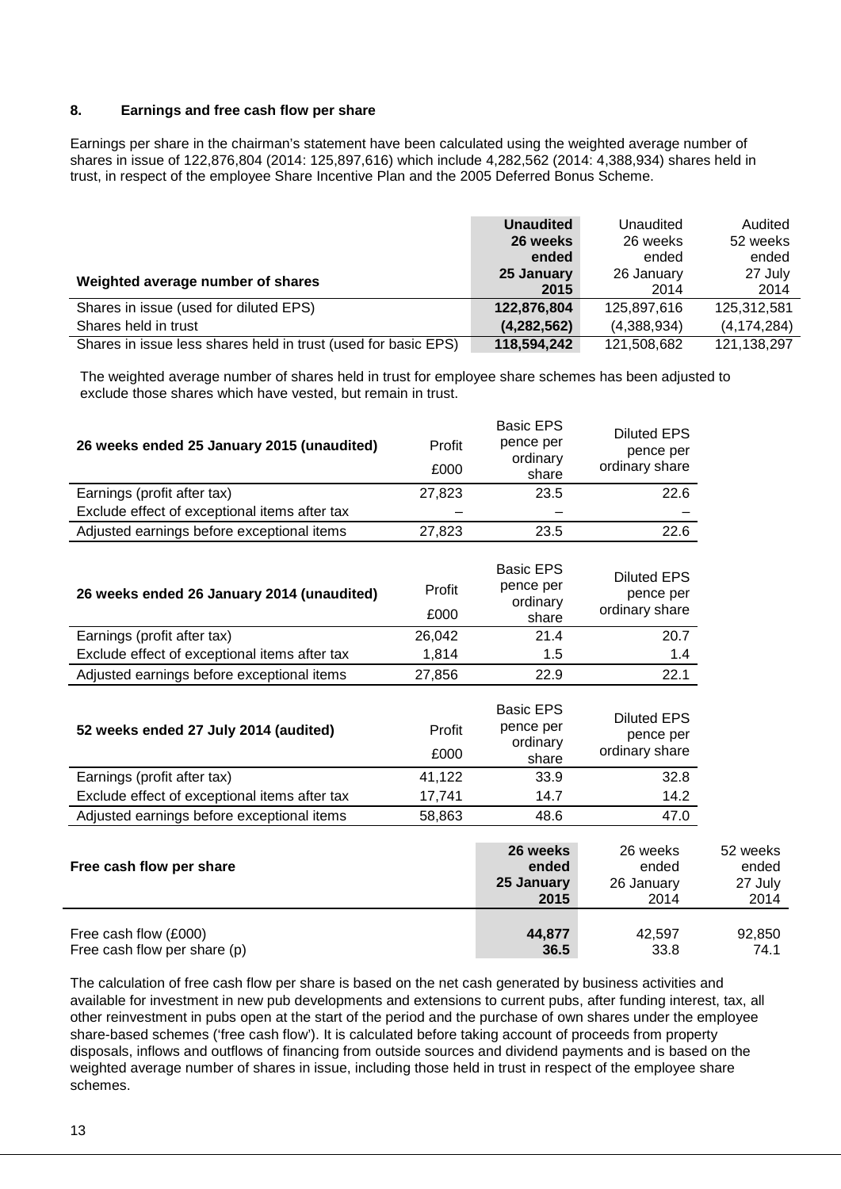### 8. Earnings and free cash flow per share

Earnings per share in the chairman's statement have been calculated using the weighted average number of shares in issue of 122,876,804 (2014: 125,897,616) which include 4,282,562 (2014: 4,388,934) shares held in trust, in respect of the employee Share Incentive Plan and the 2005 Deferred Bonus Scheme.

| Weighted average number of shares | **Unaudited 26 weeks ended 25 January 2015** | Unaudited 26 weeks ended 26 January 2014 | Audited 52 weeks ended 27 July 2014 |
|---|---|---|---|
| Shares in issue (used for diluted EPS) | **122,876,804** | 125,897,616 | 125,312,581 |
| Shares held in trust | **(4,282,562)** | (4,388,934) | (4,174,284) |
| Shares in issue less shares held in trust (used for basic EPS) | **118,594,242** | 121,508,682 | 121,138,297 |

The weighted average number of shares held in trust for employee share schemes has been adjusted to exclude those shares which have vested, but remain in trust.

| 26 weeks ended 25 January 2015 (unaudited) | Profit £000 | Basic EPS pence per ordinary share | Diluted EPS pence per ordinary share |
|---|---|---|---|
| Earnings (profit after tax) | 27,823 | 23.5 | 22.6 |
| Exclude effect of exceptional items after tax | – | – | – |
| Adjusted earnings before exceptional items | 27,823 | 23.5 | 22.6 |

| 26 weeks ended 26 January 2014 (unaudited) | Profit £000 | Basic EPS pence per ordinary share | Diluted EPS pence per ordinary share |
|---|---|---|---|
| Earnings (profit after tax) | 26,042 | 21.4 | 20.7 |
| Exclude effect of exceptional items after tax | 1,814 | 1.5 | 1.4 |
| Adjusted earnings before exceptional items | 27,856 | 22.9 | 22.1 |

| 52 weeks ended 27 July 2014 (audited) | Profit £000 | Basic EPS pence per ordinary share | Diluted EPS pence per ordinary share |
|---|---|---|---|
| Earnings (profit after tax) | 41,122 | 33.9 | 32.8 |
| Exclude effect of exceptional items after tax | 17,741 | 14.7 | 14.2 |
| Adjusted earnings before exceptional items | 58,863 | 48.6 | 47.0 |

| Free cash flow per share | **26 weeks ended 25 January 2015** | 26 weeks ended 26 January 2014 | 52 weeks ended 27 July 2014 |
|---|---|---|---|
| Free cash flow (£000) | **44,877** | 42,597 | 92,850 |
| Free cash flow per share (p) | **36.5** | 33.8 | 74.1 |

The calculation of free cash flow per share is based on the net cash generated by business activities and available for investment in new pub developments and extensions to current pubs, after funding interest, tax, all other reinvestment in pubs open at the start of the period and the purchase of own shares under the employee share-based schemes ('free cash flow'). It is calculated before taking account of proceeds from property disposals, inflows and outflows of financing from outside sources and dividend payments and is based on the weighted average number of shares in issue, including those held in trust in respect of the employee share schemes.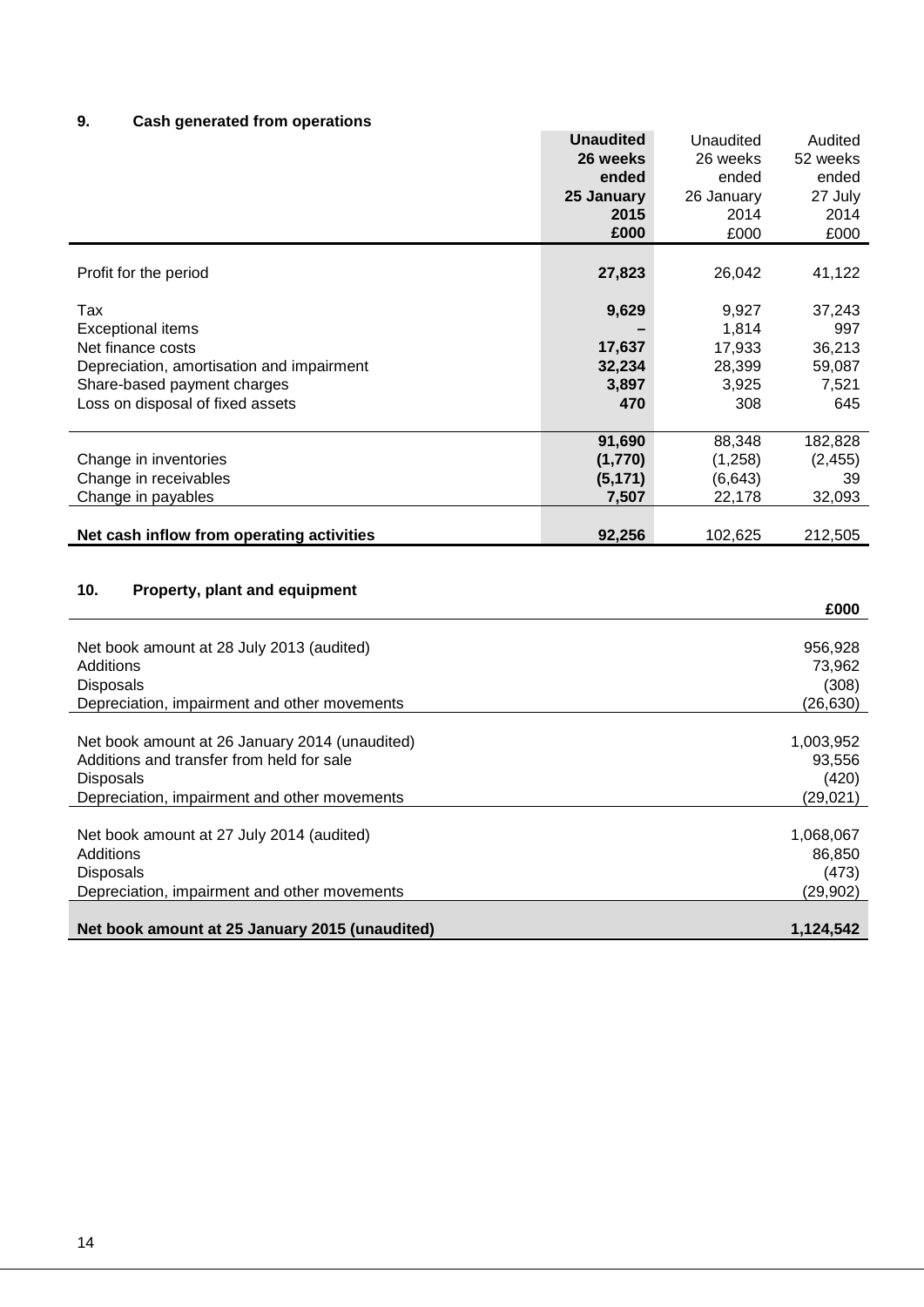## 9. Cash generated from operations

| | **Unaudited 26 weeks ended 25 January 2015 £000** | Unaudited 26 weeks ended 26 January 2014 £000 | Audited 52 weeks ended 27 July 2014 £000 |
|---|---|---|---|
| Profit for the period | **27,823** | 26,042 | 41,122 |
| Tax | **9,629** | 9,927 | 37,243 |
| Exceptional items | **–** | 1,814 | 997 |
| Net finance costs | **17,637** | 17,933 | 36,213 |
| Depreciation, amortisation and impairment | **32,234** | 28,399 | 59,087 |
| Share-based payment charges | **3,897** | 3,925 | 7,521 |
| Loss on disposal of fixed assets | **470** | 308 | 645 |
| | **91,690** | 88,348 | 182,828 |
| Change in inventories | **(1,770)** | (1,258) | (2,455) |
| Change in receivables | **(5,171)** | (6,643) | 39 |
| Change in payables | **7,507** | 22,178 | 32,093 |
| **Net cash inflow from operating activities** | **92,256** | 102,625 | 212,505 |

## 10. Property, plant and equipment

| | **£000** |
|---|---|
| Net book amount at 28 July 2013 (audited) | 956,928 |
| Additions | 73,962 |
| Disposals | (308) |
| Depreciation, impairment and other movements | (26,630) |
| Net book amount at 26 January 2014 (unaudited) | 1,003,952 |
| Additions and transfer from held for sale | 93,556 |
| Disposals | (420) |
| Depreciation, impairment and other movements | (29,021) |
| Net book amount at 27 July 2014 (audited) | 1,068,067 |
| Additions | 86,850 |
| Disposals | (473) |
| Depreciation, impairment and other movements | (29,902) |
| **Net book amount at 25 January 2015 (unaudited)** | **1,124,542** |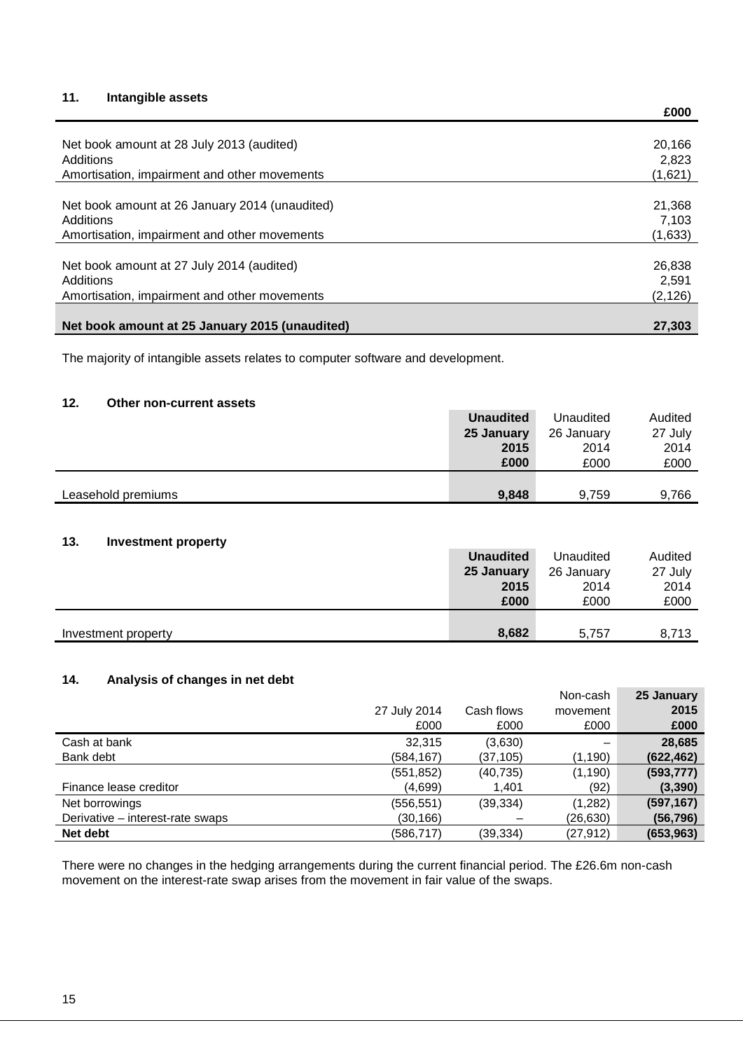### 11. Intangible assets

| | £000 |
|---|---|
| Net book amount at 28 July 2013 (audited) | 20,166 |
| Additions | 2,823 |
| Amortisation, impairment and other movements | (1,621) |
| Net book amount at 26 January 2014 (unaudited) | 21,368 |
| Additions | 7,103 |
| Amortisation, impairment and other movements | (1,633) |
| Net book amount at 27 July 2014 (audited) | 26,838 |
| Additions | 2,591 |
| Amortisation, impairment and other movements | (2,126) |
| **Net book amount at 25 January 2015 (unaudited)** | **27,303** |

The majority of intangible assets relates to computer software and development.

### 12. Other non-current assets

| | **Unaudited 25 January 2015 £000** | Unaudited 26 January 2014 £000 | Audited 27 July 2014 £000 |
|---|---|---|---|
| Leasehold premiums | **9,848** | 9,759 | 9,766 |

### 13. Investment property

| | **Unaudited 25 January 2015 £000** | Unaudited 26 January 2014 £000 | Audited 27 July 2014 £000 |
|---|---|---|---|
| Investment property | **8,682** | 5,757 | 8,713 |

### 14. Analysis of changes in net debt

| | 27 July 2014 £000 | Cash flows £000 | Non-cash movement £000 | **25 January 2015 £000** |
|---|---|---|---|---|
| Cash at bank | 32,315 | (3,630) | – | **28,685** |
| Bank debt | (584,167) | (37,105) | (1,190) | **(622,462)** |
| | (551,852) | (40,735) | (1,190) | **(593,777)** |
| Finance lease creditor | (4,699) | 1,401 | (92) | **(3,390)** |
| Net borrowings | (556,551) | (39,334) | (1,282) | **(597,167)** |
| Derivative – interest-rate swaps | (30,166) | – | (26,630) | **(56,796)** |
| **Net debt** | (586,717) | (39,334) | (27,912) | **(653,963)** |

There were no changes in the hedging arrangements during the current financial period. The £26.6m non-cash movement on the interest-rate swap arises from the movement in fair value of the swaps.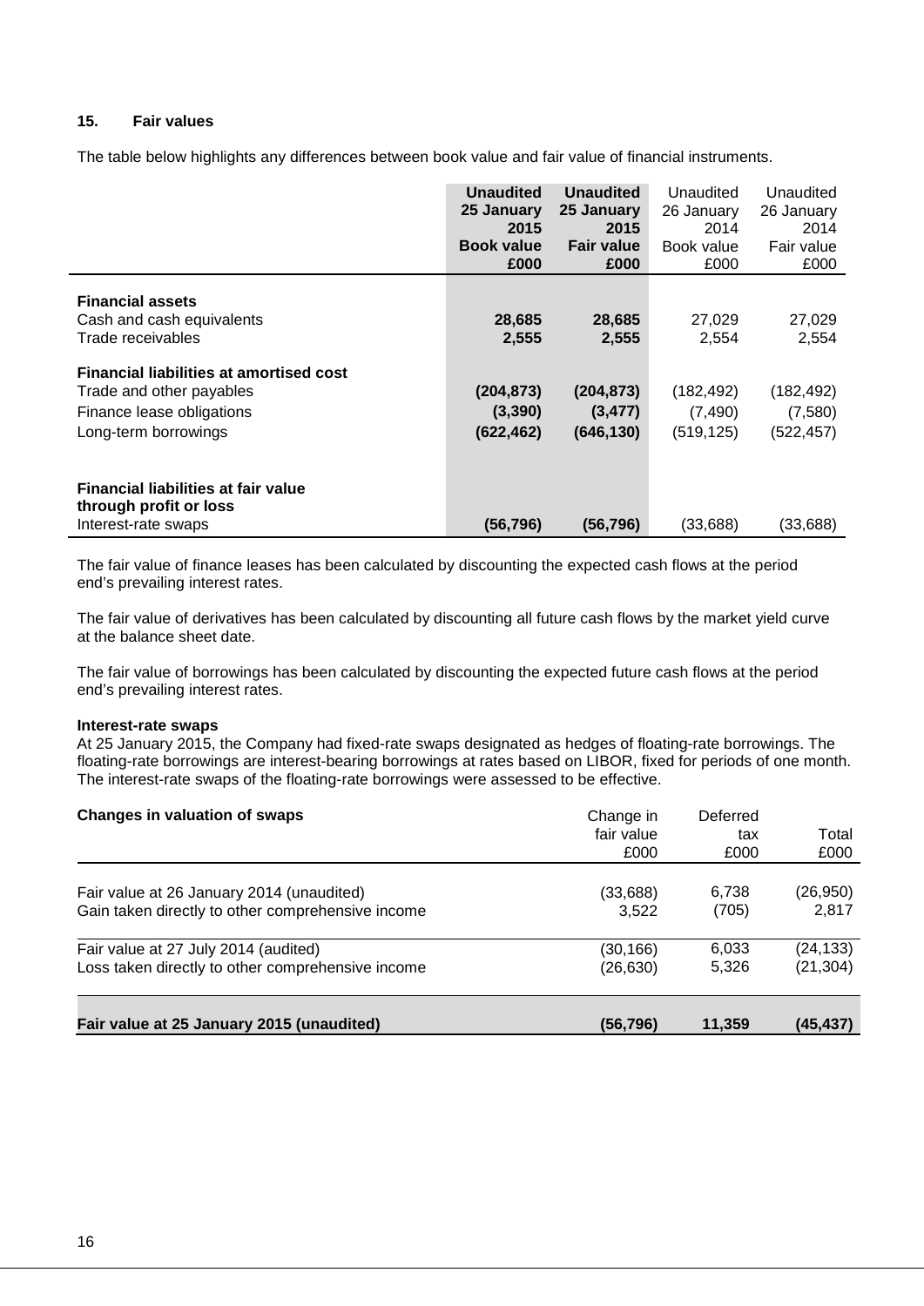### 15. Fair values

The table below highlights any differences between book value and fair value of financial instruments.

| | **Unaudited 25 January 2015 Book value £000** | **Unaudited 25 January 2015 Fair value £000** | Unaudited 26 January 2014 Book value £000 | Unaudited 26 January 2014 Fair value £000 |
|---|---|---|---|---|
| **Financial assets** | | | | |
| Cash and cash equivalents | **28,685** | **28,685** | 27,029 | 27,029 |
| Trade receivables | **2,555** | **2,555** | 2,554 | 2,554 |
| **Financial liabilities at amortised cost** | | | | |
| Trade and other payables | **(204,873)** | **(204,873)** | (182,492) | (182,492) |
| Finance lease obligations | **(3,390)** | **(3,477)** | (7,490) | (7,580) |
| Long-term borrowings | **(622,462)** | **(646,130)** | (519,125) | (522,457) |
| **Financial liabilities at fair value through profit or loss** | | | | |
| Interest-rate swaps | **(56,796)** | **(56,796)** | (33,688) | (33,688) |

The fair value of finance leases has been calculated by discounting the expected cash flows at the period end's prevailing interest rates.

The fair value of derivatives has been calculated by discounting all future cash flows by the market yield curve at the balance sheet date.

The fair value of borrowings has been calculated by discounting the expected future cash flows at the period end's prevailing interest rates.

**Interest-rate swaps**

At 25 January 2015, the Company had fixed-rate swaps designated as hedges of floating-rate borrowings. The floating-rate borrowings are interest-bearing borrowings at rates based on LIBOR, fixed for periods of one month. The interest-rate swaps of the floating-rate borrowings were assessed to be effective.

| **Changes in valuation of swaps** | Change in fair value £000 | Deferred tax £000 | Total £000 |
|---|---|---|---|
| Fair value at 26 January 2014 (unaudited) | (33,688) | 6,738 | (26,950) |
| Gain taken directly to other comprehensive income | 3,522 | (705) | 2,817 |
| Fair value at 27 July 2014 (audited) | (30,166) | 6,033 | (24,133) |
| Loss taken directly to other comprehensive income | (26,630) | 5,326 | (21,304) |
| **Fair value at 25 January 2015 (unaudited)** | **(56,796)** | **11,359** | **(45,437)** |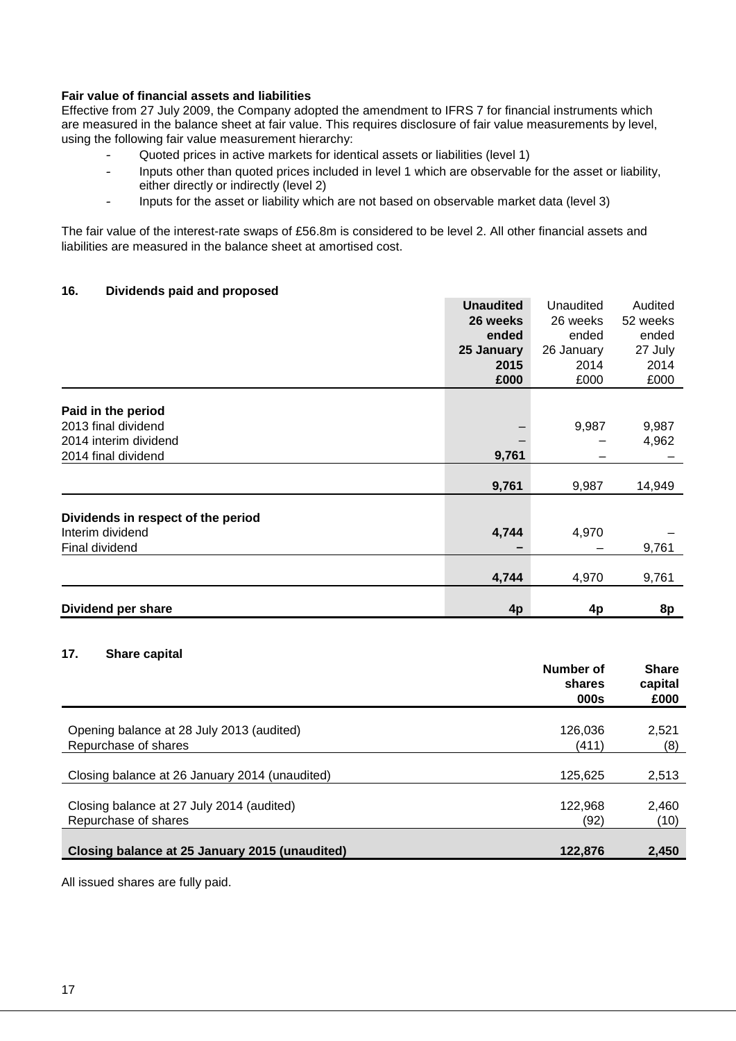**Fair value of financial assets and liabilities**

Effective from 27 July 2009, the Company adopted the amendment to IFRS 7 for financial instruments which are measured in the balance sheet at fair value. This requires disclosure of fair value measurements by level, using the following fair value measurement hierarchy:

- Quoted prices in active markets for identical assets or liabilities (level 1)
- Inputs other than quoted prices included in level 1 which are observable for the asset or liability, either directly or indirectly (level 2)
- Inputs for the asset or liability which are not based on observable market data (level 3)

The fair value of the interest-rate swaps of £56.8m is considered to be level 2. All other financial assets and liabilities are measured in the balance sheet at amortised cost.

## 16. Dividends paid and proposed

| | **Unaudited 26 weeks ended 25 January 2015 £000** | Unaudited 26 weeks ended 26 January 2014 £000 | Audited 52 weeks ended 27 July 2014 £000 |
|---|---|---|---|
| **Paid in the period** | | | |
| 2013 final dividend | **–** | 9,987 | 9,987 |
| 2014 interim dividend | **–** | – | 4,962 |
| 2014 final dividend | **9,761** | – | – |
| | **9,761** | 9,987 | 14,949 |
| **Dividends in respect of the period** | | | |
| Interim dividend | **4,744** | 4,970 | – |
| Final dividend | **–** | – | 9,761 |
| | **4,744** | 4,970 | 9,761 |
| **Dividend per share** | **4p** | **4p** | **8p** |

## 17. Share capital

| | **Number of shares 000s** | **Share capital £000** |
|---|---|---|
| Opening balance at 28 July 2013 (audited) | 126,036 | 2,521 |
| Repurchase of shares | (411) | (8) |
| Closing balance at 26 January 2014 (unaudited) | 125,625 | 2,513 |
| Closing balance at 27 July 2014 (audited) | 122,968 | 2,460 |
| Repurchase of shares | (92) | (10) |
| **Closing balance at 25 January 2015 (unaudited)** | **122,876** | **2,450** |

All issued shares are fully paid.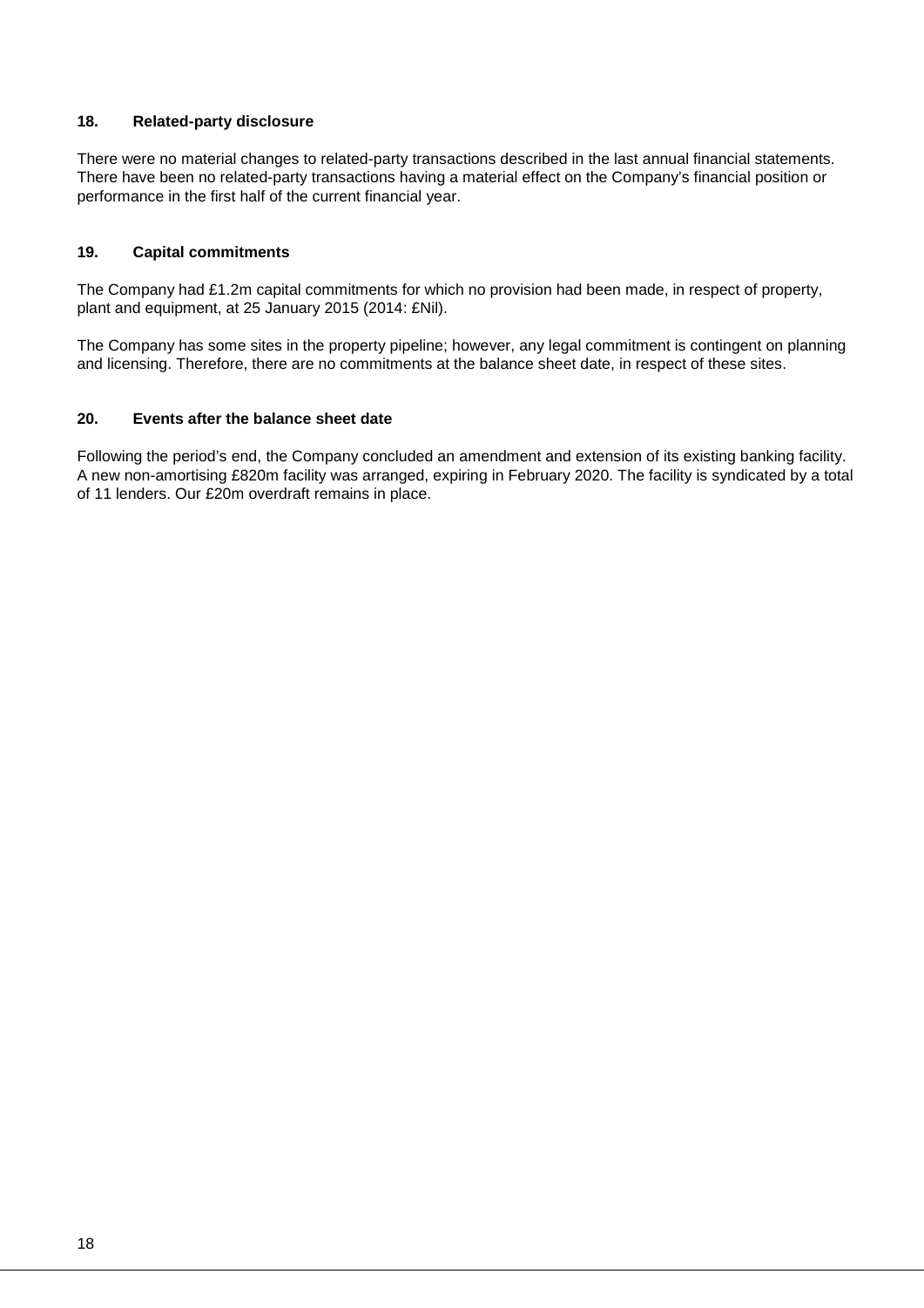### 18. Related-party disclosure

There were no material changes to related-party transactions described in the last annual financial statements. There have been no related-party transactions having a material effect on the Company's financial position or performance in the first half of the current financial year.

### 19. Capital commitments

The Company had £1.2m capital commitments for which no provision had been made, in respect of property, plant and equipment, at 25 January 2015 (2014: £Nil).

The Company has some sites in the property pipeline; however, any legal commitment is contingent on planning and licensing. Therefore, there are no commitments at the balance sheet date, in respect of these sites.

### 20. Events after the balance sheet date

Following the period's end, the Company concluded an amendment and extension of its existing banking facility. A new non-amortising £820m facility was arranged, expiring in February 2020. The facility is syndicated by a total of 11 lenders. Our £20m overdraft remains in place.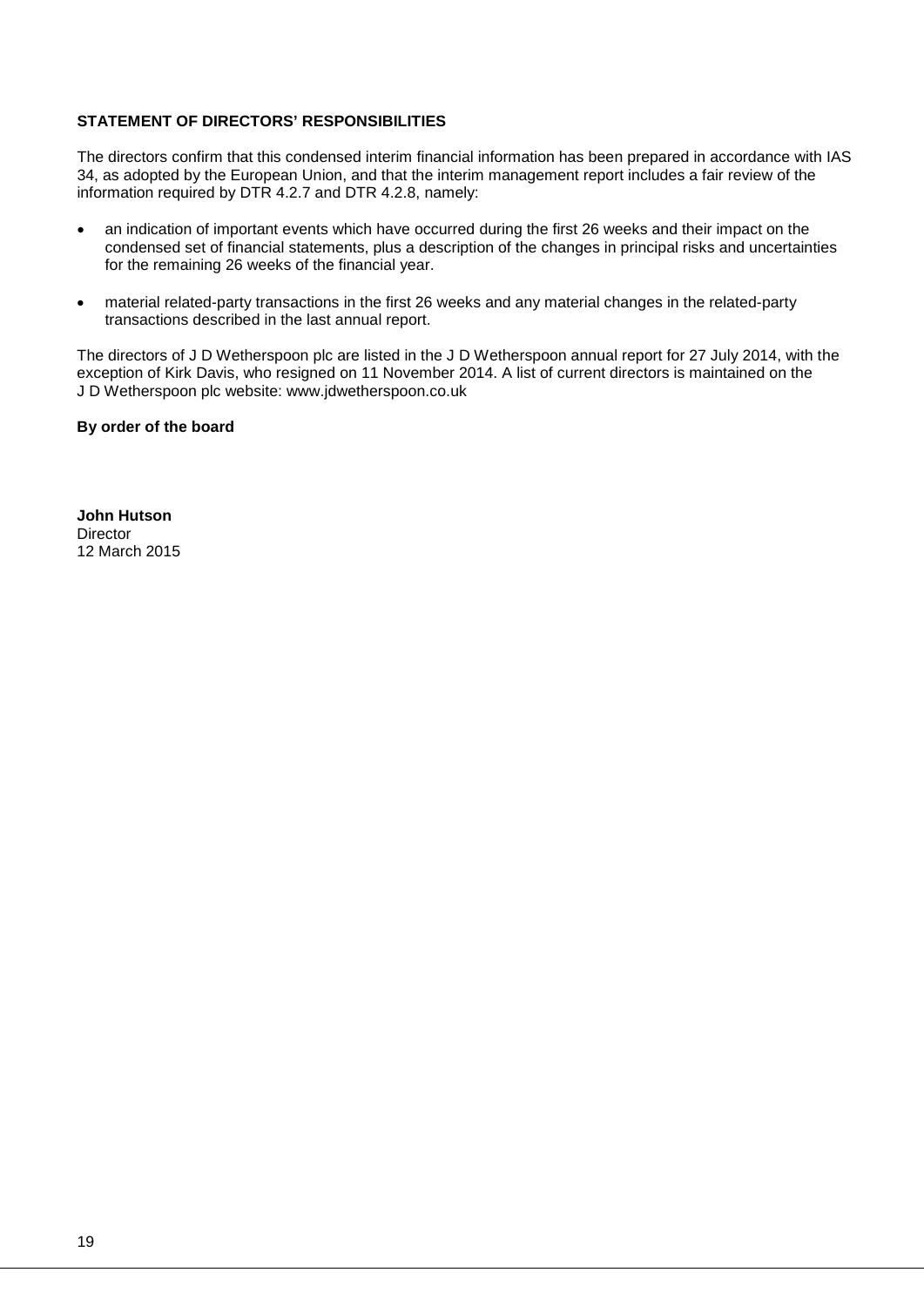## STATEMENT OF DIRECTORS' RESPONSIBILITIES

The directors confirm that this condensed interim financial information has been prepared in accordance with IAS 34, as adopted by the European Union, and that the interim management report includes a fair review of the information required by DTR 4.2.7 and DTR 4.2.8, namely:

- an indication of important events which have occurred during the first 26 weeks and their impact on the condensed set of financial statements, plus a description of the changes in principal risks and uncertainties for the remaining 26 weeks of the financial year.
- material related-party transactions in the first 26 weeks and any material changes in the related-party transactions described in the last annual report.

The directors of J D Wetherspoon plc are listed in the J D Wetherspoon annual report for 27 July 2014, with the exception of Kirk Davis, who resigned on 11 November 2014. A list of current directors is maintained on the J D Wetherspoon plc website: www.jdwetherspoon.co.uk

**By order of the board**

**John Hutson**
Director
12 March 2015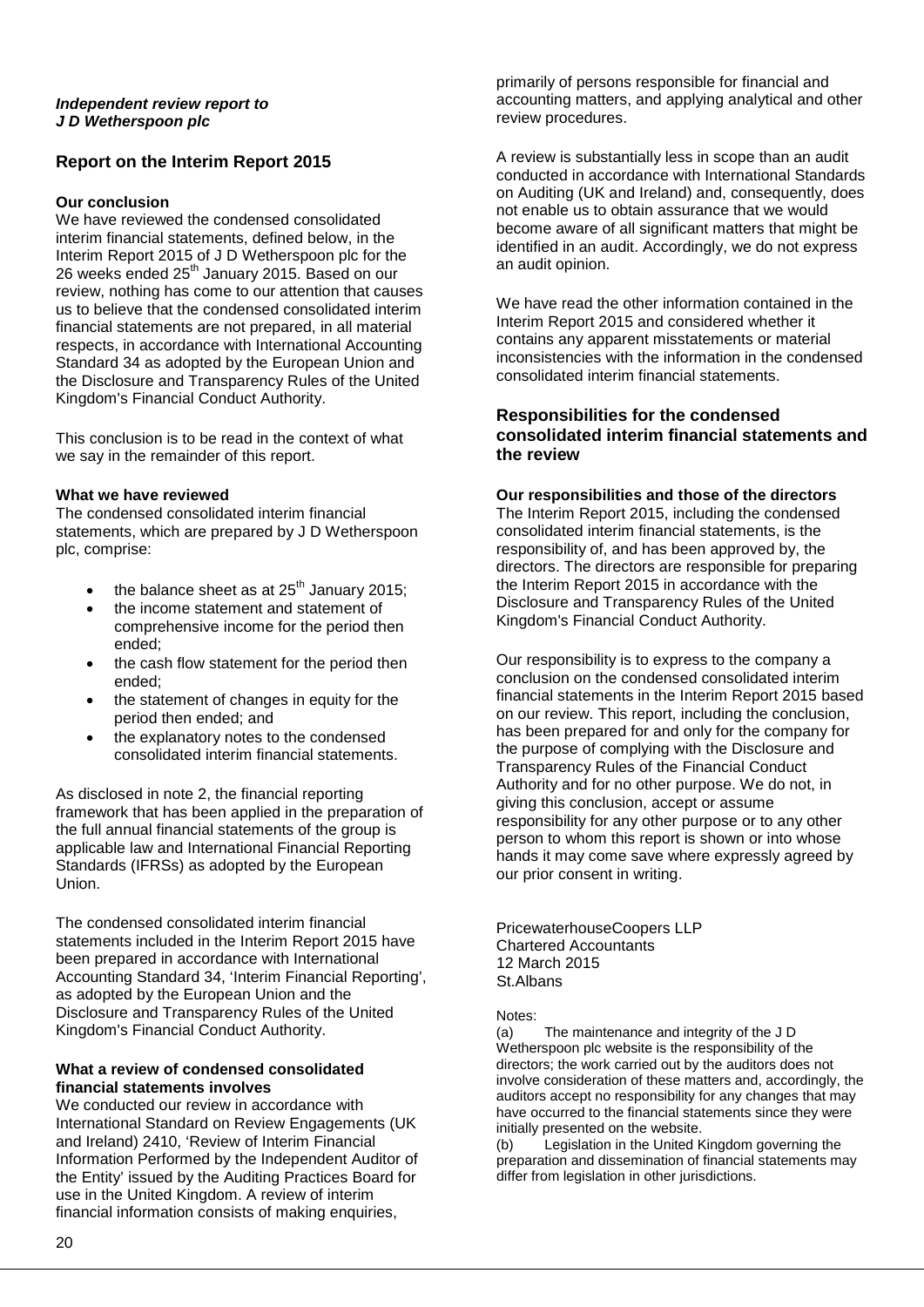***Independent review report to J D Wetherspoon plc***

## Report on the Interim Report 2015

**Our conclusion**

We have reviewed the condensed consolidated interim financial statements, defined below, in the Interim Report 2015 of J D Wetherspoon plc for the 26 weeks ended 25th January 2015. Based on our review, nothing has come to our attention that causes us to believe that the condensed consolidated interim financial statements are not prepared, in all material respects, in accordance with International Accounting Standard 34 as adopted by the European Union and the Disclosure and Transparency Rules of the United Kingdom's Financial Conduct Authority.

This conclusion is to be read in the context of what we say in the remainder of this report.

**What we have reviewed**

The condensed consolidated interim financial statements, which are prepared by J D Wetherspoon plc, comprise:

- the balance sheet as at 25th January 2015;
- the income statement and statement of comprehensive income for the period then ended;
- the cash flow statement for the period then ended;
- the statement of changes in equity for the period then ended; and
- the explanatory notes to the condensed consolidated interim financial statements.

As disclosed in note 2, the financial reporting framework that has been applied in the preparation of the full annual financial statements of the group is applicable law and International Financial Reporting Standards (IFRSs) as adopted by the European Union.

The condensed consolidated interim financial statements included in the Interim Report 2015 have been prepared in accordance with International Accounting Standard 34, 'Interim Financial Reporting', as adopted by the European Union and the Disclosure and Transparency Rules of the United Kingdom's Financial Conduct Authority.

**What a review of condensed consolidated financial statements involves**

We conducted our review in accordance with International Standard on Review Engagements (UK and Ireland) 2410, 'Review of Interim Financial Information Performed by the Independent Auditor of the Entity' issued by the Auditing Practices Board for use in the United Kingdom. A review of interim financial information consists of making enquiries, primarily of persons responsible for financial and accounting matters, and applying analytical and other review procedures.

A review is substantially less in scope than an audit conducted in accordance with International Standards on Auditing (UK and Ireland) and, consequently, does not enable us to obtain assurance that we would become aware of all significant matters that might be identified in an audit. Accordingly, we do not express an audit opinion.

We have read the other information contained in the Interim Report 2015 and considered whether it contains any apparent misstatements or material inconsistencies with the information in the condensed consolidated interim financial statements.

## Responsibilities for the condensed consolidated interim financial statements and the review

**Our responsibilities and those of the directors**

The Interim Report 2015, including the condensed consolidated interim financial statements, is the responsibility of, and has been approved by, the directors. The directors are responsible for preparing the Interim Report 2015 in accordance with the Disclosure and Transparency Rules of the United Kingdom's Financial Conduct Authority.

Our responsibility is to express to the company a conclusion on the condensed consolidated interim financial statements in the Interim Report 2015 based on our review. This report, including the conclusion, has been prepared for and only for the company for the purpose of complying with the Disclosure and Transparency Rules of the Financial Conduct Authority and for no other purpose. We do not, in giving this conclusion, accept or assume responsibility for any other purpose or to any other person to whom this report is shown or into whose hands it may come save where expressly agreed by our prior consent in writing.

PricewaterhouseCoopers LLP
Chartered Accountants
12 March 2015
St.Albans

Notes:

(a) The maintenance and integrity of the J D Wetherspoon plc website is the responsibility of the directors; the work carried out by the auditors does not involve consideration of these matters and, accordingly, the auditors accept no responsibility for any changes that may have occurred to the financial statements since they were initially presented on the website.

(b) Legislation in the United Kingdom governing the preparation and dissemination of financial statements may differ from legislation in other jurisdictions.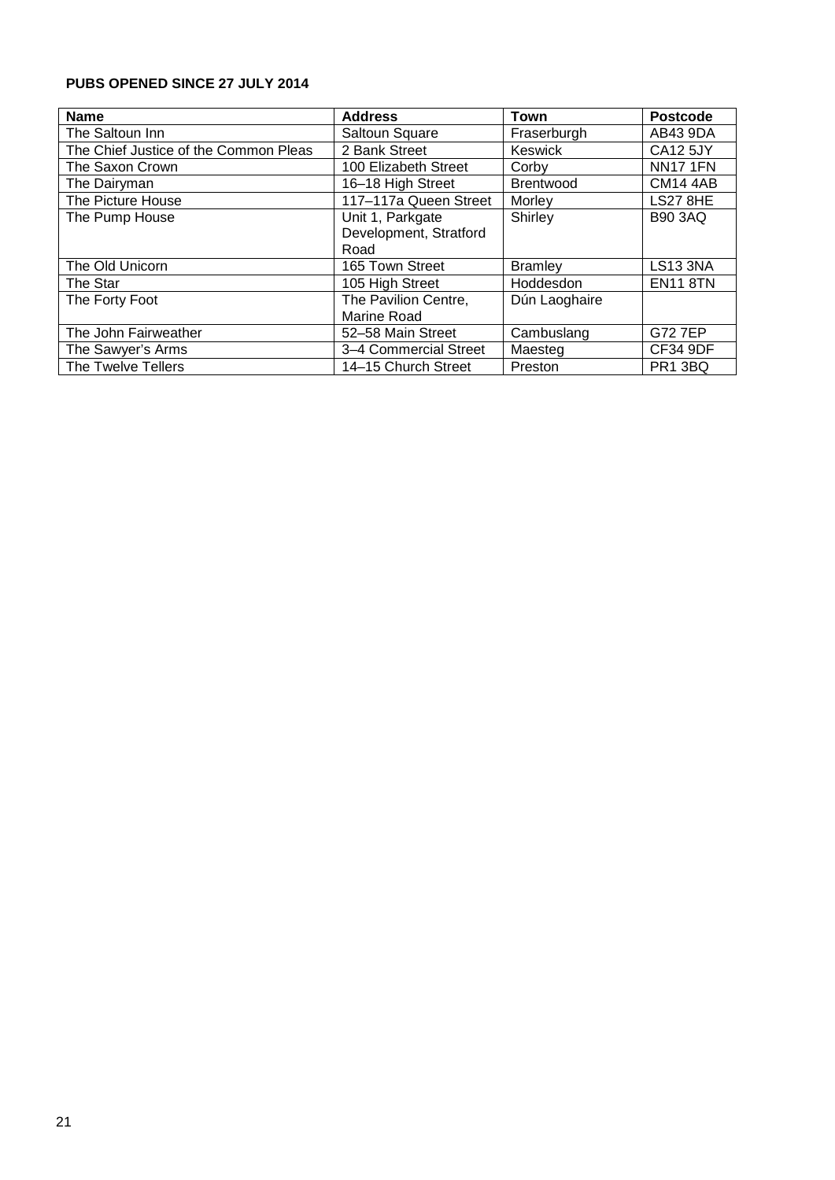**PUBS OPENED SINCE 27 JULY 2014**

| Name | Address | Town | Postcode |
|---|---|---|---|
| The Saltoun Inn | Saltoun Square | Fraserburgh | AB43 9DA |
| The Chief Justice of the Common Pleas | 2 Bank Street | Keswick | CA12 5JY |
| The Saxon Crown | 100 Elizabeth Street | Corby | NN17 1FN |
| The Dairyman | 16–18 High Street | Brentwood | CM14 4AB |
| The Picture House | 117–117a Queen Street | Morley | LS27 8HE |
| The Pump House | Unit 1, Parkgate Development, Stratford Road | Shirley | B90 3AQ |
| The Old Unicorn | 165 Town Street | Bramley | LS13 3NA |
| The Star | 105 High Street | Hoddesdon | EN11 8TN |
| The Forty Foot | The Pavilion Centre, Marine Road | Dún Laoghaire | |
| The John Fairweather | 52–58 Main Street | Cambuslang | G72 7EP |
| The Sawyer's Arms | 3–4 Commercial Street | Maesteg | CF34 9DF |
| The Twelve Tellers | 14–15 Church Street | Preston | PR1 3BQ |